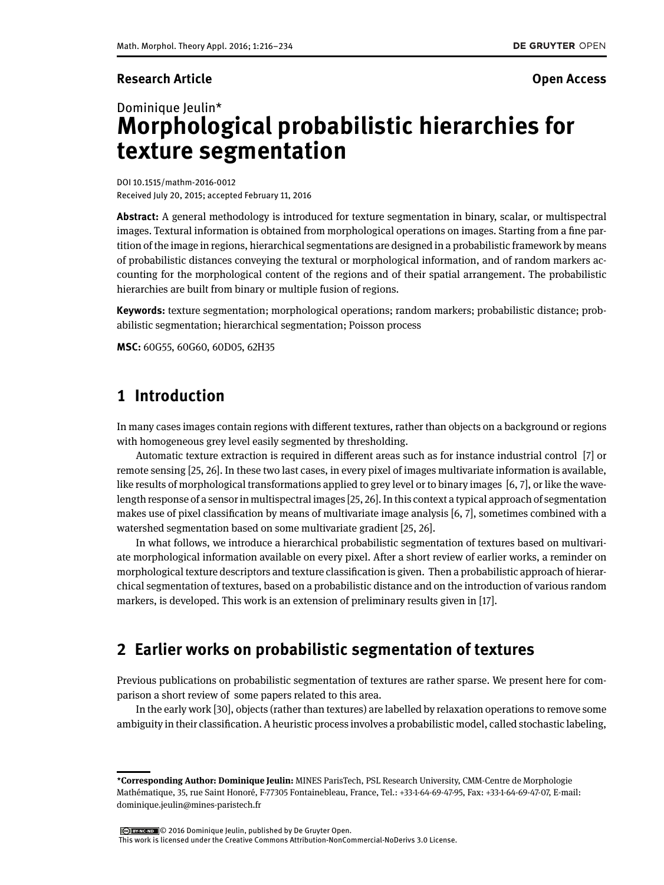**Research Article** **Open Access**

Dominique Jeulin*

# Morphological probabilistic hierarchies for texture segmentation

DOI 10.1515/mathm-2016-0012
Received July 20, 2015; accepted February 11, 2016

**Abstract:** A general methodology is introduced for texture segmentation in binary, scalar, or multispectral images. Textural information is obtained from morphological operations on images. Starting from a fine partition of the image in regions, hierarchical segmentations are designed in a probabilistic framework by means of probabilistic distances conveying the textural or morphological information, and of random markers accounting for the morphological content of the regions and of their spatial arrangement. The probabilistic hierarchies are built from binary or multiple fusion of regions.

**Keywords:** texture segmentation; morphological operations; random markers; probabilistic distance; probabilistic segmentation; hierarchical segmentation; Poisson process

**MSC:** 60G55, 60G60, 60D05, 62H35

## 1 Introduction

In many cases images contain regions with different textures, rather than objects on a background or regions with homogeneous grey level easily segmented by thresholding.

Automatic texture extraction is required in different areas such as for instance industrial control [7] or remote sensing [25, 26]. In these two last cases, in every pixel of images multivariate information is available, like results of morphological transformations applied to grey level or to binary images [6, 7], or like the wavelength response of a sensor in multispectral images [25, 26]. In this context a typical approach of segmentation makes use of pixel classification by means of multivariate image analysis [6, 7], sometimes combined with a watershed segmentation based on some multivariate gradient [25, 26].

In what follows, we introduce a hierarchical probabilistic segmentation of textures based on multivariate morphological information available on every pixel. After a short review of earlier works, a reminder on morphological texture descriptors and texture classification is given. Then a probabilistic approach of hierarchical segmentation of textures, based on a probabilistic distance and on the introduction of various random markers, is developed. This work is an extension of preliminary results given in [17].

## 2 Earlier works on probabilistic segmentation of textures

Previous publications on probabilistic segmentation of textures are rather sparse. We present here for comparison a short review of some papers related to this area.

In the early work [30], objects (rather than textures) are labelled by relaxation operations to remove some ambiguity in their classification. A heuristic process involves a probabilistic model, called stochastic labeling,

---

***Corresponding Author: Dominique Jeulin:** MINES ParisTech, PSL Research University, CMM-Centre de Morphologie Mathématique, 35, rue Saint Honoré, F-77305 Fontainebleau, France, Tel.: +33-1-64-69-47-95, Fax: +33-1-64-69-47-07, E-mail: dominique.jeulin@mines-paristech.fr

© 2016 Dominique Jeulin, published by De Gruyter Open.
This work is licensed under the Creative Commons Attribution-NonCommercial-NoDerivs 3.0 License.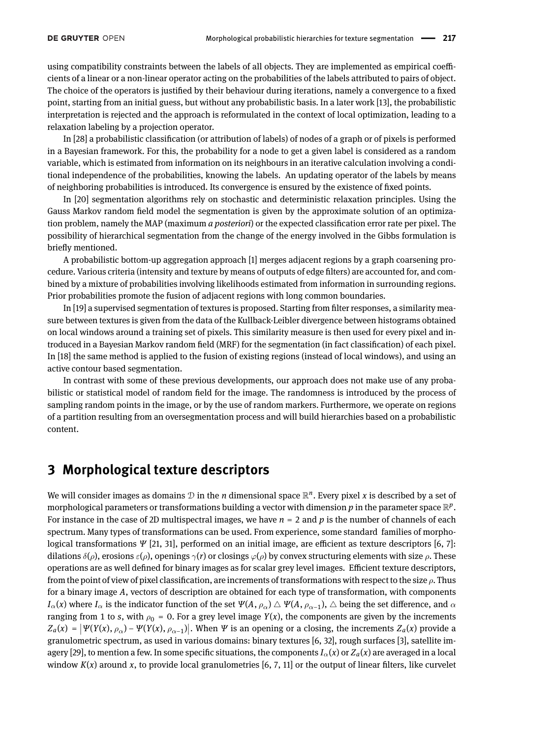using compatibility constraints between the labels of all objects. They are implemented as empirical coefficients of a linear or a non-linear operator acting on the probabilities of the labels attributed to pairs of object. The choice of the operators is justified by their behaviour during iterations, namely a convergence to a fixed point, starting from an initial guess, but without any probabilistic basis. In a later work [13], the probabilistic interpretation is rejected and the approach is reformulated in the context of local optimization, leading to a relaxation labeling by a projection operator.

In [28] a probabilistic classification (or attribution of labels) of nodes of a graph or of pixels is performed in a Bayesian framework. For this, the probability for a node to get a given label is considered as a random variable, which is estimated from information on its neighbours in an iterative calculation involving a conditional independence of the probabilities, knowing the labels. An updating operator of the labels by means of neighboring probabilities is introduced. Its convergence is ensured by the existence of fixed points.

In [20] segmentation algorithms rely on stochastic and deterministic relaxation principles. Using the Gauss Markov random field model the segmentation is given by the approximate solution of an optimization problem, namely the MAP (maximum *a posteriori*) or the expected classification error rate per pixel. The possibility of hierarchical segmentation from the change of the energy involved in the Gibbs formulation is briefly mentioned.

A probabilistic bottom-up aggregation approach [1] merges adjacent regions by a graph coarsening procedure. Various criteria (intensity and texture by means of outputs of edge filters) are accounted for, and combined by a mixture of probabilities involving likelihoods estimated from information in surrounding regions. Prior probabilities promote the fusion of adjacent regions with long common boundaries.

In [19] a supervised segmentation of textures is proposed. Starting from filter responses, a similarity measure between textures is given from the data of the Kullback-Leibler divergence between histograms obtained on local windows around a training set of pixels. This similarity measure is then used for every pixel and introduced in a Bayesian Markov random field (MRF) for the segmentation (in fact classification) of each pixel. In [18] the same method is applied to the fusion of existing regions (instead of local windows), and using an active contour based segmentation.

In contrast with some of these previous developments, our approach does not make use of any probabilistic or statistical model of random field for the image. The randomness is introduced by the process of sampling random points in the image, or by the use of random markers. Furthermore, we operate on regions of a partition resulting from an oversegmentation process and will build hierarchies based on a probabilistic content.

## 3 Morphological texture descriptors

We will consider images as domains $\mathcal{D}$ in the $n$ dimensional space $\mathbb{R}^n$. Every pixel $x$ is described by a set of morphological parameters or transformations building a vector with dimension $p$ in the parameter space $\mathbb{R}^p$. For instance in the case of 2D multispectral images, we have $n = 2$ and $p$ is the number of channels of each spectrum. Many types of transformations can be used. From experience, some standard families of morphological transformations $\Psi$ [21, 31], performed on an initial image, are efficient as texture descriptors [6, 7]: dilations $\delta(\rho)$, erosions $\varepsilon(\rho)$, openings $\gamma(r)$ or closings $\varphi(\rho)$ by convex structuring elements with size $\rho$. These operations are as well defined for binary images as for scalar grey level images. Efficient texture descriptors, from the point of view of pixel classification, are increments of transformations with respect to the size $\rho$. Thus for a binary image $A$, vectors of description are obtained for each type of transformation, with components $I_\alpha(x)$ where $I_\alpha$ is the indicator function of the set $\Psi(A, \rho_\alpha) \triangle \Psi(A, \rho_{\alpha-1})$, $\triangle$ being the set difference, and $\alpha$ ranging from 1 to $s$, with $\rho_0 = 0$. For a grey level image $Y(x)$, the components are given by the increments $Z_a(x) = \left|\Psi(Y(x), \rho_\alpha) - \Psi(Y(x), \rho_{\alpha-1})\right|$. When $\Psi$ is an opening or a closing, the increments $Z_a(x)$ provide a granulometric spectrum, as used in various domains: binary textures [6, 32], rough surfaces [3], satellite imagery [29], to mention a few. In some specific situations, the components $I_\alpha(x)$ or $Z_a(x)$ are averaged in a local window $K(x)$ around $x$, to provide local granulometries [6, 7, 11] or the output of linear filters, like curvelet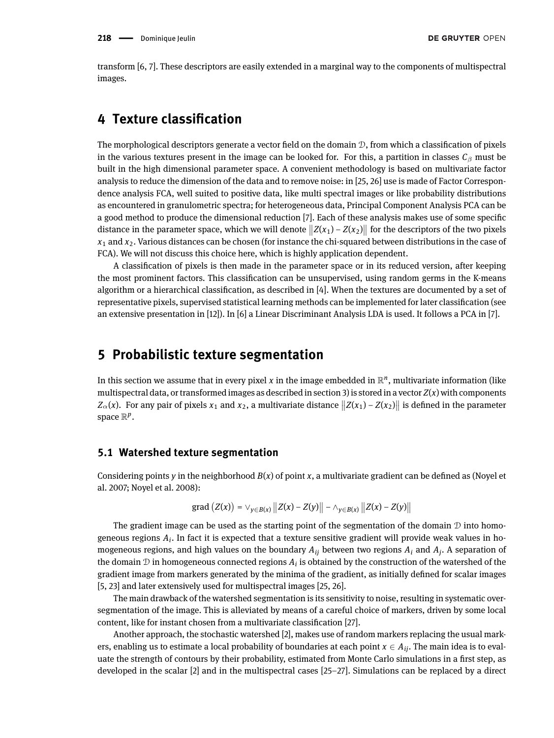transform [6, 7]. These descriptors are easily extended in a marginal way to the components of multispectral images.

## 4 Texture classification

The morphological descriptors generate a vector field on the domain $\mathcal{D}$, from which a classification of pixels in the various textures present in the image can be looked for. For this, a partition in classes $C_\beta$ must be built in the high dimensional parameter space. A convenient methodology is based on multivariate factor analysis to reduce the dimension of the data and to remove noise: in [25, 26] use is made of Factor Correspondence analysis FCA, well suited to positive data, like multi spectral images or like probability distributions as encountered in granulometric spectra; for heterogeneous data, Principal Component Analysis PCA can be a good method to produce the dimensional reduction [7]. Each of these analysis makes use of some specific distance in the parameter space, which we will denote $\|Z(x_1) - Z(x_2)\|$ for the descriptors of the two pixels $x_1$ and $x_2$. Various distances can be chosen (for instance the chi-squared between distributions in the case of FCA). We will not discuss this choice here, which is highly application dependent.

A classification of pixels is then made in the parameter space or in its reduced version, after keeping the most prominent factors. This classification can be unsupervised, using random germs in the K-means algorithm or a hierarchical classification, as described in [4]. When the textures are documented by a set of representative pixels, supervised statistical learning methods can be implemented for later classification (see an extensive presentation in [12]). In [6] a Linear Discriminant Analysis LDA is used. It follows a PCA in [7].

## 5 Probabilistic texture segmentation

In this section we assume that in every pixel $x$ in the image embedded in $\mathbb{R}^n$, multivariate information (like multispectral data, or transformed images as described in section 3) is stored in a vector $Z(x)$ with components $Z_\alpha(x)$. For any pair of pixels $x_1$ and $x_2$, a multivariate distance $\|Z(x_1) - Z(x_2)\|$ is defined in the parameter space $\mathbb{R}^p$.

### 5.1 Watershed texture segmentation

Considering points $y$ in the neighborhood $B(x)$ of point $x$, a multivariate gradient can be defined as (Noyel et al. 2007; Noyel et al. 2008):

$$\text{grad}\left(Z(x)\right) = \vee_{y \in B(x)} \|Z(x) - Z(y)\| - \wedge_{y \in B(x)} \|Z(x) - Z(y)\|$$

The gradient image can be used as the starting point of the segmentation of the domain $\mathcal{D}$ into homogeneous regions $A_i$. In fact it is expected that a texture sensitive gradient will provide weak values in homogeneous regions, and high values on the boundary $A_{ij}$ between two regions $A_i$ and $A_j$. A separation of the domain $\mathcal{D}$ in homogeneous connected regions $A_i$ is obtained by the construction of the watershed of the gradient image from markers generated by the minima of the gradient, as initially defined for scalar images [5, 23] and later extensively used for multispectral images [25, 26].

The main drawback of the watershed segmentation is its sensitivity to noise, resulting in systematic over-segmentation of the image. This is alleviated by means of a careful choice of markers, driven by some local content, like for instant chosen from a multivariate classification [27].

Another approach, the stochastic watershed [2], makes use of random markers replacing the usual markers, enabling us to estimate a local probability of boundaries at each point $x \in A_{ij}$. The main idea is to evaluate the strength of contours by their probability, estimated from Monte Carlo simulations in a first step, as developed in the scalar [2] and in the multispectral cases [25–27]. Simulations can be replaced by a direct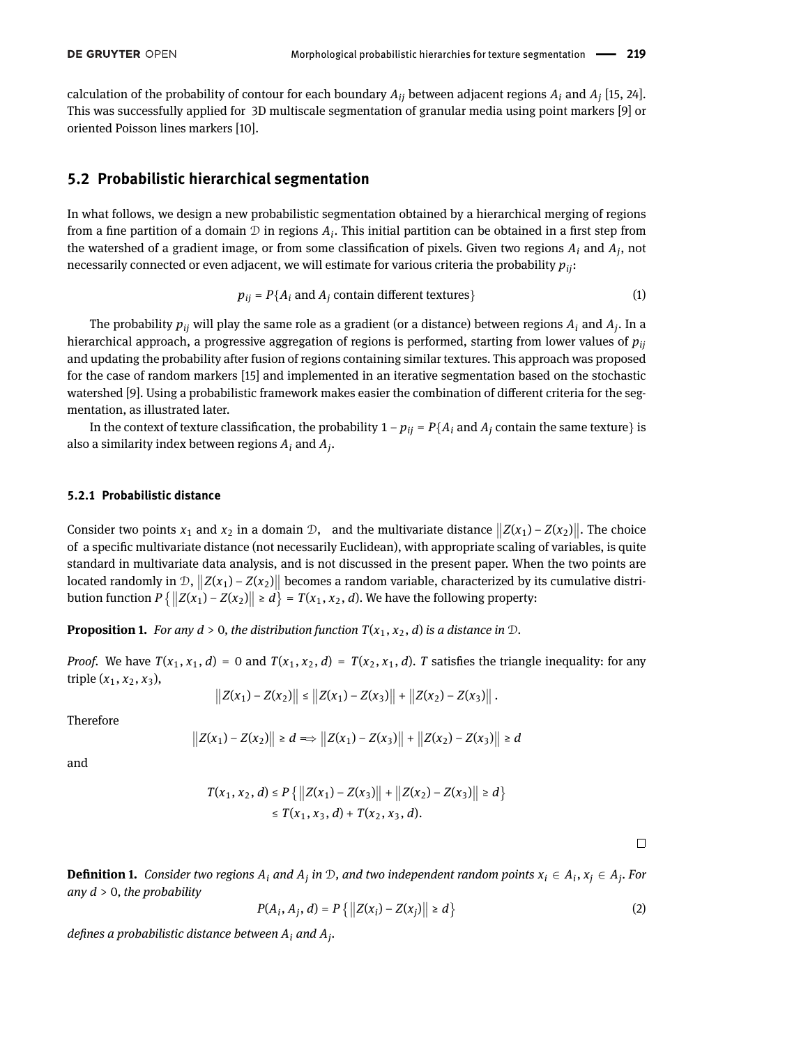calculation of the probability of contour for each boundary $A_{ij}$ between adjacent regions $A_i$ and $A_j$ [15, 24]. This was successfully applied for 3D multiscale segmentation of granular media using point markers [9] or oriented Poisson lines markers [10].

## 5.2 Probabilistic hierarchical segmentation

In what follows, we design a new probabilistic segmentation obtained by a hierarchical merging of regions from a fine partition of a domain $\mathcal{D}$ in regions $A_i$. This initial partition can be obtained in a first step from the watershed of a gradient image, or from some classification of pixels. Given two regions $A_i$ and $A_j$, not necessarily connected or even adjacent, we will estimate for various criteria the probability $p_{ij}$:

$$p_{ij} = P\{A_i \text{ and } A_j \text{ contain different textures}\} \tag{1}$$

The probability $p_{ij}$ will play the same role as a gradient (or a distance) between regions $A_i$ and $A_j$. In a hierarchical approach, a progressive aggregation of regions is performed, starting from lower values of $p_{ij}$ and updating the probability after fusion of regions containing similar textures. This approach was proposed for the case of random markers [15] and implemented in an iterative segmentation based on the stochastic watershed [9]. Using a probabilistic framework makes easier the combination of different criteria for the segmentation, as illustrated later.

In the context of texture classification, the probability $1 - p_{ij} = P\{A_i \text{ and } A_j \text{ contain the same texture}\}$ is also a similarity index between regions $A_i$ and $A_j$.

### 5.2.1 Probabilistic distance

Consider two points $x_1$ and $x_2$ in a domain $\mathcal{D}$, and the multivariate distance $\left\|Z(x_1) - Z(x_2)\right\|$. The choice of a specific multivariate distance (not necessarily Euclidean), with appropriate scaling of variables, is quite standard in multivariate data analysis, and is not discussed in the present paper. When the two points are located randomly in $\mathcal{D}$, $\left\|Z(x_1) - Z(x_2)\right\|$ becomes a random variable, characterized by its cumulative distribution function $P\left\{\left\|Z(x_1) - Z(x_2)\right\| \geq d\right\} = T(x_1, x_2, d)$. We have the following property:

**Proposition 1.** *For any $d > 0$, the distribution function $T(x_1, x_2, d)$ is a distance in $\mathcal{D}$.*

*Proof.* We have $T(x_1, x_1, d) = 0$ and $T(x_1, x_2, d) = T(x_2, x_1, d)$. $T$ satisfies the triangle inequality: for any triple $(x_1, x_2, x_3)$,

$$\left\|Z(x_1) - Z(x_2)\right\| \leq \left\|Z(x_1) - Z(x_3)\right\| + \left\|Z(x_2) - Z(x_3)\right\|.$$

Therefore

$$\left\|Z(x_1) - Z(x_2)\right\| \geq d \Longrightarrow \left\|Z(x_1) - Z(x_3)\right\| + \left\|Z(x_2) - Z(x_3)\right\| \geq d$$

and

$$\begin{aligned} T(x_1, x_2, d) &\leq P\left\{\left\|Z(x_1) - Z(x_3)\right\| + \left\|Z(x_2) - Z(x_3)\right\| \geq d\right\} \\ &\leq T(x_1, x_3, d) + T(x_2, x_3, d). \end{aligned}$$

□

**Definition 1.** *Consider two regions $A_i$ and $A_j$ in $\mathcal{D}$, and two independent random points $x_i \in A_i$, $x_j \in A_j$. For any $d > 0$, the probability*

$$P(A_i, A_j, d) = P\left\{\left\|Z(x_i) - Z(x_j)\right\| \geq d\right\} \tag{2}$$

*defines a probabilistic distance between $A_i$ and $A_j$.*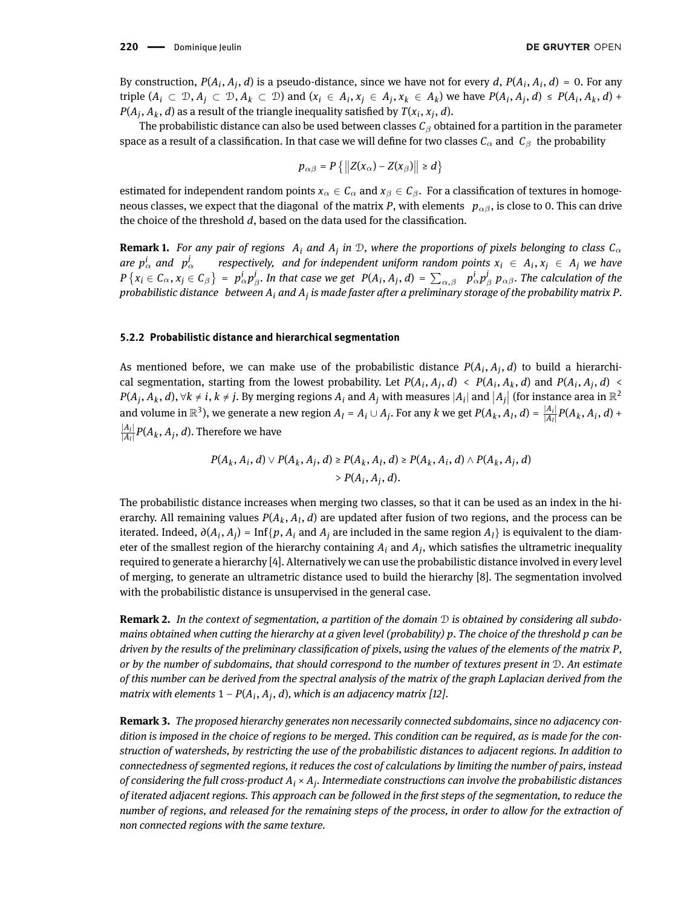By construction, $P(A_i, A_j, d)$ is a pseudo-distance, since we have not for every $d$, $P(A_i, A_i, d) = 0$. For any triple ($A_i \subset \mathcal{D}, A_j \subset \mathcal{D}, A_k \subset \mathcal{D}$) and ($x_i \in A_i, x_j \in A_j, x_k \in A_k$) we have $P(A_i, A_j, d) \leq P(A_i, A_k, d) + P(A_j, A_k, d)$ as a result of the triangle inequality satisfied by $T(x_i, x_j, d)$.

The probabilistic distance can also be used between classes $C_\beta$ obtained for a partition in the parameter space as a result of a classification. In that case we will define for two classes $C_\alpha$ and $C_\beta$ the probability

$$p_{\alpha\beta} = P\left\{\left\|Z(x_\alpha) - Z(x_\beta)\right\| \geq d\right\}$$

estimated for independent random points $x_\alpha \in C_\alpha$ and $x_\beta \in C_\beta$. For a classification of textures in homogeneous classes, we expect that the diagonal of the matrix $P$, with elements $p_{\alpha\beta}$, is close to 0. This can drive the choice of the threshold $d$, based on the data used for the classification.

**Remark 1.** *For any pair of regions $A_i$ and $A_j$ in $\mathcal{D}$, where the proportions of pixels belonging to class $C_\alpha$ are $p^i_\alpha$ and $p^j_\alpha$ respectively, and for independent uniform random points $x_i \in A_i, x_j \in A_j$ we have $P\left\{x_i \in C_\alpha, x_j \in C_\beta\right\} = p^i_\alpha p^j_\beta$. In that case we get $P(A_i, A_j, d) = \sum_{\alpha,\beta} p^i_\alpha p^j_\beta \, p_{\alpha\beta}$. The calculation of the probabilistic distance between $A_i$ and $A_j$ is made faster after a preliminary storage of the probability matrix $P$.*

### 5.2.2 Probabilistic distance and hierarchical segmentation

As mentioned before, we can make use of the probabilistic distance $P(A_i, A_j, d)$ to build a hierarchical segmentation, starting from the lowest probability. Let $P(A_i, A_j, d) < P(A_i, A_k, d)$ and $P(A_i, A_j, d) < P(A_j, A_k, d), \forall k \neq i, k \neq j$. By merging regions $A_i$ and $A_j$ with measures $|A_i|$ and $|A_j|$ (for instance area in $\mathbb{R}^2$ and volume in $\mathbb{R}^3$), we generate a new region $A_l = A_i \cup A_j$. For any $k$ we get $P(A_k, A_l, d) = \frac{|A_i|}{|A_l|}P(A_k, A_i, d) + \frac{|A_j|}{|A_l|}P(A_k, A_j, d)$. Therefore we have

$$\begin{aligned} P(A_k, A_i, d) \vee P(A_k, A_j, d) \geq P(A_k, A_l, d) &\geq P(A_k, A_i, d) \wedge P(A_k, A_j, d) \\ &> P(A_i, A_j, d). \end{aligned}$$

The probabilistic distance increases when merging two classes, so that it can be used as an index in the hierarchy. All remaining values $P(A_k, A_l, d)$ are updated after fusion of two regions, and the process can be iterated. Indeed, $\partial(A_i, A_j) = \text{Inf}\{p, A_i \text{ and } A_j \text{ are included in the same region } A_l\}$ is equivalent to the diameter of the smallest region of the hierarchy containing $A_i$ and $A_j$, which satisfies the ultrametric inequality required to generate a hierarchy [4]. Alternatively we can use the probabilistic distance involved in every level of merging, to generate an ultrametric distance used to build the hierarchy [8]. The segmentation involved with the probabilistic distance is unsupervised in the general case.

**Remark 2.** *In the context of segmentation, a partition of the domain $\mathcal{D}$ is obtained by considering all subdomains obtained when cutting the hierarchy at a given level (probability) $p$. The choice of the threshold $p$ can be driven by the results of the preliminary classification of pixels, using the values of the elements of the matrix $P$, or by the number of subdomains, that should correspond to the number of textures present in $\mathcal{D}$. An estimate of this number can be derived from the spectral analysis of the matrix of the graph Laplacian derived from the matrix with elements $1 - P(A_i, A_j, d)$, which is an adjacency matrix [12].*

**Remark 3.** *The proposed hierarchy generates non necessarily connected subdomains, since no adjacency condition is imposed in the choice of regions to be merged. This condition can be required, as is made for the construction of watersheds, by restricting the use of the probabilistic distances to adjacent regions. In addition to connectedness of segmented regions, it reduces the cost of calculations by limiting the number of pairs, instead of considering the full cross-product $A_i \times A_j$. Intermediate constructions can involve the probabilistic distances of iterated adjacent regions. This approach can be followed in the first steps of the segmentation, to reduce the number of regions, and released for the remaining steps of the process, in order to allow for the extraction of non connected regions with the same texture.*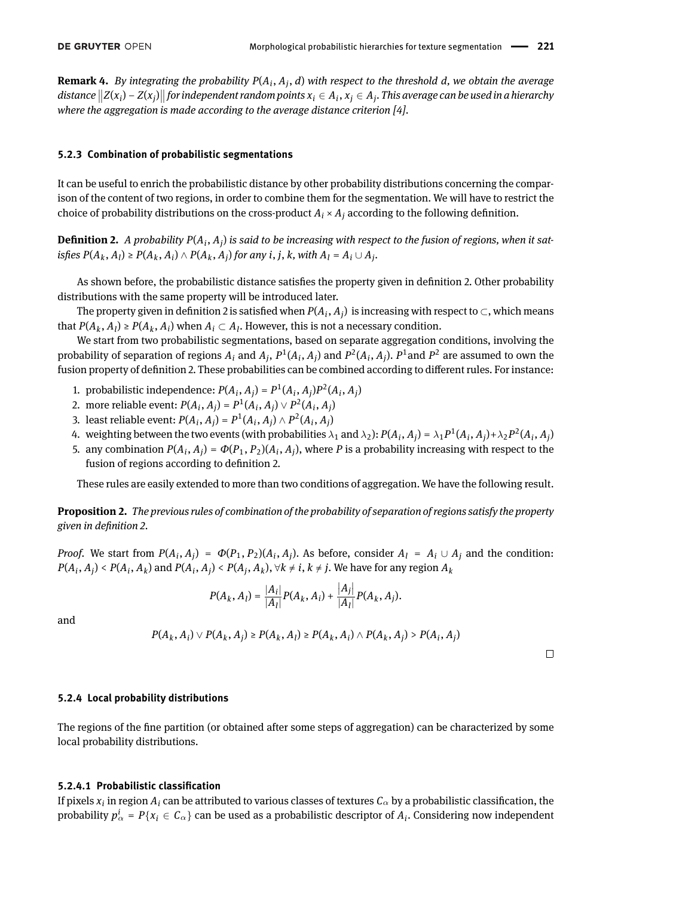**Remark 4.** *By integrating the probability $P(A_i, A_j, d)$ with respect to the threshold $d$, we obtain the average distance $\|Z(x_i) - Z(x_j)\|$ for independent random points $x_i \in A_i, x_j \in A_j$. This average can be used in a hierarchy where the aggregation is made according to the average distance criterion [4].*

#### 5.2.3 Combination of probabilistic segmentations

It can be useful to enrich the probabilistic distance by other probability distributions concerning the comparison of the content of two regions, in order to combine them for the segmentation. We will have to restrict the choice of probability distributions on the cross-product $A_i \times A_j$ according to the following definition.

**Definition 2.** *A probability $P(A_i, A_j)$ is said to be increasing with respect to the fusion of regions, when it satisfies $P(A_k, A_l) \geq P(A_k, A_i) \wedge P(A_k, A_j)$ for any $i, j, k$, with $A_l = A_i \cup A_j$.*

As shown before, the probabilistic distance satisfies the property given in definition 2. Other probability distributions with the same property will be introduced later.

The property given in definition 2 is satisfied when $P(A_i, A_j)$ is increasing with respect to $\subset$, which means that $P(A_k, A_l) \geq P(A_k, A_i)$ when $A_i \subset A_l$. However, this is not a necessary condition.

We start from two probabilistic segmentations, based on separate aggregation conditions, involving the probability of separation of regions $A_i$ and $A_j$, $P^1(A_i, A_j)$ and $P^2(A_i, A_j)$. $P^1$ and $P^2$ are assumed to own the fusion property of definition 2. These probabilities can be combined according to different rules. For instance:

1. probabilistic independence: $P(A_i, A_j) = P^1(A_i, A_j)P^2(A_i, A_j)$
2. more reliable event: $P(A_i, A_j) = P^1(A_i, A_j) \vee P^2(A_i, A_j)$
3. least reliable event: $P(A_i, A_j) = P^1(A_i, A_j) \wedge P^2(A_i, A_j)$
4. weighting between the two events (with probabilities $\lambda_1$ and $\lambda_2$): $P(A_i, A_j) = \lambda_1 P^1(A_i, A_j) + \lambda_2 P^2(A_i, A_j)$
5. any combination $P(A_i, A_j) = \Phi(P_1, P_2)(A_i, A_j)$, where $P$ is a probability increasing with respect to the fusion of regions according to definition 2.

These rules are easily extended to more than two conditions of aggregation. We have the following result.

**Proposition 2.** *The previous rules of combination of the probability of separation of regions satisfy the property given in definition 2.*

*Proof.* We start from $P(A_i, A_j) = \Phi(P_1, P_2)(A_i, A_j)$. As before, consider $A_l = A_i \cup A_j$ and the condition: $P(A_i, A_j) < P(A_i, A_k)$ and $P(A_i, A_j) < P(A_j, A_k), \forall k \neq i, k \neq j$. We have for any region $A_k$

$$P(A_k, A_l) = \frac{|A_i|}{|A_l|} P(A_k, A_i) + \frac{|A_j|}{|A_l|} P(A_k, A_j).$$

and

$$P(A_k, A_i) \vee P(A_k, A_j) \geq P(A_k, A_l) \geq P(A_k, A_i) \wedge P(A_k, A_j) > P(A_i, A_j)$$

□

#### 5.2.4 Local probability distributions

The regions of the fine partition (or obtained after some steps of aggregation) can be characterized by some local probability distributions.

##### 5.2.4.1 Probabilistic classification

If pixels $x_i$ in region $A_i$ can be attributed to various classes of textures $C_\alpha$ by a probabilistic classification, the probability $p^i_\alpha = P\{x_i \in C_\alpha\}$ can be used as a probabilistic descriptor of $A_i$. Considering now independent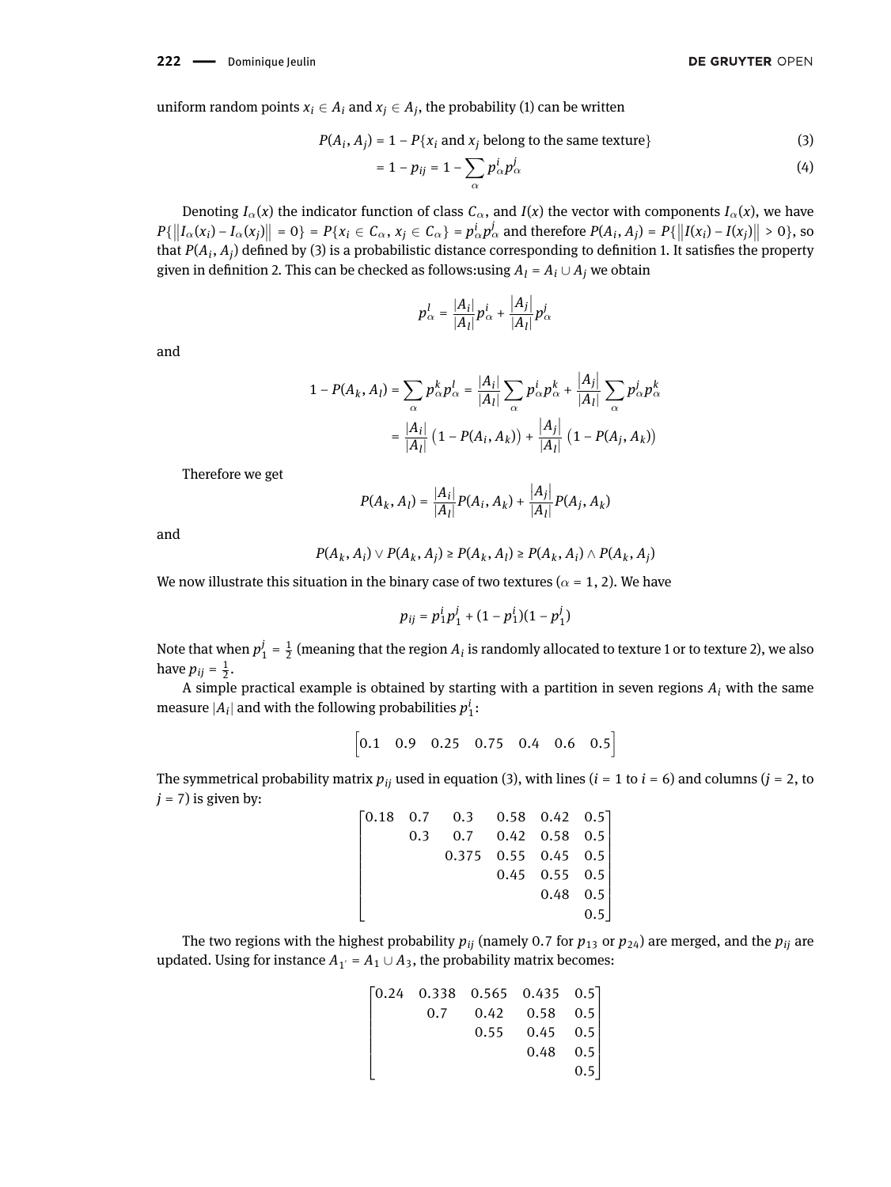uniform random points $x_i \in A_i$ and $x_j \in A_j$, the probability (1) can be written

$$P(A_i, A_j) = 1 - P\{x_i \text{ and } x_j \text{ belong to the same texture}\} \tag{3}$$

$$= 1 - p_{ij} = 1 - \sum_{\alpha} p_\alpha^i p_\alpha^j \tag{4}$$

Denoting $I_\alpha(x)$ the indicator function of class $C_\alpha$, and $I(x)$ the vector with components $I_\alpha(x)$, we have $P\{\left\|I_\alpha(x_i) - I_\alpha(x_j)\right\| = 0\} = P\{x_i \in C_\alpha, x_j \in C_\alpha\} = p_\alpha^i p_\alpha^j$ and therefore $P(A_i, A_j) = P\{\left\|I(x_i) - I(x_j)\right\| > 0\}$, so that $P(A_i, A_j)$ defined by (3) is a probabilistic distance corresponding to definition 1. It satisfies the property given in definition 2. This can be checked as follows:using $A_l = A_i \cup A_j$ we obtain

$$p_\alpha^l = \frac{|A_i|}{|A_l|} p_\alpha^i + \frac{|A_j|}{|A_l|} p_\alpha^j$$

and

$$1 - P(A_k, A_l) = \sum_\alpha p_\alpha^k p_\alpha^l = \frac{|A_i|}{|A_l|} \sum_\alpha p_\alpha^i p_\alpha^k + \frac{|A_j|}{|A_l|} \sum_\alpha p_\alpha^j p_\alpha^k$$

$$= \frac{|A_i|}{|A_l|}\left(1 - P(A_i, A_k)\right) + \frac{|A_j|}{|A_l|}\left(1 - P(A_j, A_k)\right)$$

Therefore we get

$$P(A_k, A_l) = \frac{|A_i|}{|A_l|} P(A_i, A_k) + \frac{|A_j|}{|A_l|} P(A_j, A_k)$$

and

$$P(A_k, A_i) \vee P(A_k, A_j) \geq P(A_k, A_l) \geq P(A_k, A_i) \wedge P(A_k, A_j)$$

We now illustrate this situation in the binary case of two textures ($\alpha = 1, 2$). We have

$$p_{ij} = p_1^i p_1^j + (1 - p_1^i)(1 - p_1^j)$$

Note that when $p_1^j = \frac{1}{2}$ (meaning that the region $A_i$ is randomly allocated to texture 1 or to texture 2), we also have $p_{ij} = \frac{1}{2}$.

A simple practical example is obtained by starting with a partition in seven regions $A_i$ with the same measure $|A_i|$ and with the following probabilities $p_1^i$:

$$\begin{bmatrix} 0.1 & 0.9 & 0.25 & 0.75 & 0.4 & 0.6 & 0.5 \end{bmatrix}$$

The symmetrical probability matrix $p_{ij}$ used in equation (3), with lines ($i = 1$ to $i = 6$) and columns ($j = 2$, to $j = 7$) is given by:

$$\begin{bmatrix} 0.18 & 0.7 & 0.3 & 0.58 & 0.42 & 0.5 \\ & 0.3 & 0.7 & 0.42 & 0.58 & 0.5 \\ & & 0.375 & 0.55 & 0.45 & 0.5 \\ & & & 0.45 & 0.55 & 0.5 \\ & & & & 0.48 & 0.5 \\ & & & & & 0.5 \end{bmatrix}$$

The two regions with the highest probability $p_{ij}$ (namely 0.7 for $p_{13}$ or $p_{24}$) are merged, and the $p_{ij}$ are updated. Using for instance $A_{1'} = A_1 \cup A_3$, the probability matrix becomes:

$$\begin{bmatrix} 0.24 & 0.338 & 0.565 & 0.435 & 0.5 \\ & 0.7 & 0.42 & 0.58 & 0.5 \\ & & 0.55 & 0.45 & 0.5 \\ & & & 0.48 & 0.5 \\ & & & & 0.5 \end{bmatrix}$$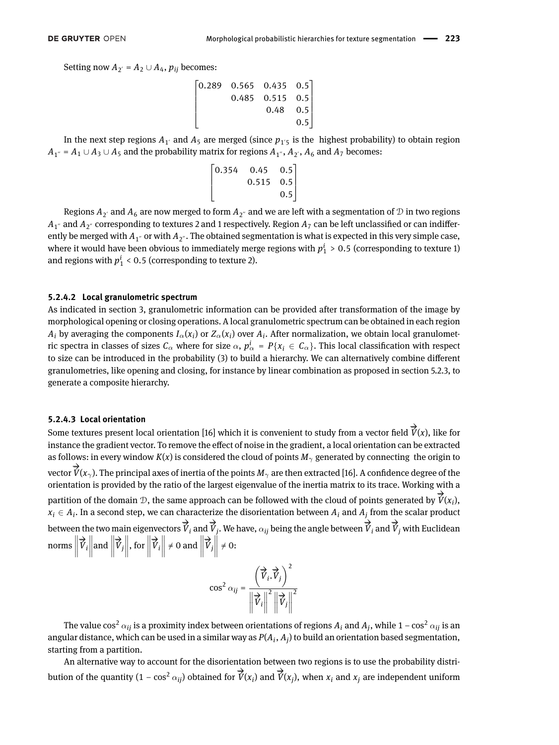Setting now $A_{2'} = A_2 \cup A_4$, $p_{ij}$ becomes:

$$\begin{bmatrix} 0.289 & 0.565 & 0.435 & 0.5 \\ & 0.485 & 0.515 & 0.5 \\ & & 0.48 & 0.5 \\ & & & 0.5 \end{bmatrix}$$

In the next step regions $A_{1'}$ and $A_5$ are merged (since $p_{1'5}$ is the highest probability) to obtain region $A_{1''} = A_1 \cup A_3 \cup A_5$ and the probability matrix for regions $A_{1''}$, $A_{2'}$, $A_6$ and $A_7$ becomes:

$$\begin{bmatrix} 0.354 & 0.45 & 0.5 \\ & 0.515 & 0.5 \\ & & 0.5 \end{bmatrix}$$

Regions $A_{2'}$ and $A_6$ are now merged to form $A_{2''}$ and we are left with a segmentation of $\mathcal{D}$ in two regions $A_{1''}$ and $A_{2''}$ corresponding to textures 2 and 1 respectively. Region $A_7$ can be left unclassified or can indifferently be merged with $A_{1''}$ or with $A_{2''}$. The obtained segmentation is what is expected in this very simple case, where it would have been obvious to immediately merge regions with $p_1^i > 0.5$ (corresponding to texture 1) and regions with $p_1^i < 0.5$ (corresponding to texture 2).

#### 5.2.4.2 Local granulometric spectrum

As indicated in section 3, granulometric information can be provided after transformation of the image by morphological opening or closing operations. A local granulometric spectrum can be obtained in each region $A_i$ by averaging the components $I_\alpha(x_i)$ or $Z_\alpha(x_i)$ over $A_i$. After normalization, we obtain local granulometric spectra in classes of sizes $C_\alpha$ where for size $\alpha$, $p_\alpha^i = P\{x_i \in C_\alpha\}$. This local classification with respect to size can be introduced in the probability (3) to build a hierarchy. We can alternatively combine different granulometries, like opening and closing, for instance by linear combination as proposed in section 5.2.3, to generate a composite hierarchy.

#### 5.2.4.3 Local orientation

Some textures present local orientation [16] which it is convenient to study from a vector field $\vec{V}(x)$, like for instance the gradient vector. To remove the effect of noise in the gradient, a local orientation can be extracted as follows: in every window $K(x)$ is considered the cloud of points $M_\gamma$ generated by connecting the origin to vector $\vec{V}(x_\gamma)$. The principal axes of inertia of the points $M_\gamma$ are then extracted [16]. A confidence degree of the orientation is provided by the ratio of the largest eigenvalue of the inertia matrix to its trace. Working with a partition of the domain $\mathcal{D}$, the same approach can be followed with the cloud of points generated by $\vec{V}(x_i)$, $x_i \in A_i$. In a second step, we can characterize the disorientation between $A_i$ and $A_j$ from the scalar product between the two main eigenvectors $\vec{V}_i$ and $\vec{V}_j$. We have, $\alpha_{ij}$ being the angle between $\vec{V}_i$ and $\vec{V}_j$ with Euclidean norms $\left\|\vec{V}_i\right\|$ and $\left\|\vec{V}_j\right\|$, for $\left\|\vec{V}_i\right\| \neq 0$ and $\left\|\vec{V}_j\right\| \neq 0$:

$$\cos^2 \alpha_{ij} = \frac{\left(\vec{V}_i . \vec{V}_j\right)^2}{\left\|\vec{V}_i\right\|^2 \left\|\vec{V}_j\right\|^2}$$

The value $\cos^2 \alpha_{ij}$ is a proximity index between orientations of regions $A_i$ and $A_j$, while $1 - \cos^2 \alpha_{ij}$ is an angular distance, which can be used in a similar way as $P(A_i, A_j)$ to build an orientation based segmentation, starting from a partition.

An alternative way to account for the disorientation between two regions is to use the probability distribution of the quantity $(1 - \cos^2 \alpha_{ij})$ obtained for $\vec{V}(x_i)$ and $\vec{V}(x_j)$, when $x_i$ and $x_j$ are independent uniform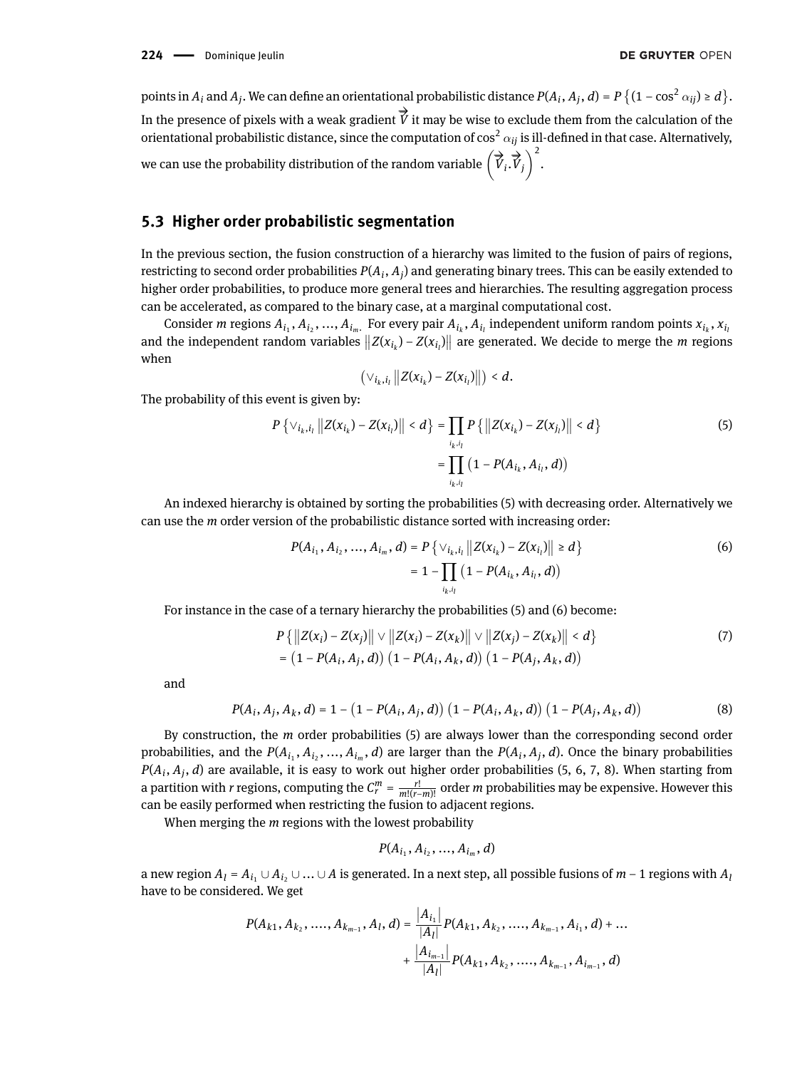points in $A_i$ and $A_j$. We can define an orientational probabilistic distance $P(A_i, A_j, d) = P\left\{(1 - \cos^2 \alpha_{ij}) \geq d\right\}$. In the presence of pixels with a weak gradient $\vec{V}$ it may be wise to exclude them from the calculation of the orientational probabilistic distance, since the computation of $\cos^2 \alpha_{ij}$ is ill-defined in that case. Alternatively, we can use the probability distribution of the random variable $\left(\vec{V}_i.\vec{V}_j\right)^2$.

## 5.3 Higher order probabilistic segmentation

In the previous section, the fusion construction of a hierarchy was limited to the fusion of pairs of regions, restricting to second order probabilities $P(A_i, A_j)$ and generating binary trees. This can be easily extended to higher order probabilities, to produce more general trees and hierarchies. The resulting aggregation process can be accelerated, as compared to the binary case, at a marginal computational cost.

Consider $m$ regions $A_{i_1}, A_{i_2}, ..., A_{i_m}$. For every pair $A_{i_k}, A_{i_l}$ independent uniform random points $x_{i_k}, x_{i_l}$ and the independent random variables $\left\|Z(x_{i_k}) - Z(x_{i_l})\right\|$ are generated. We decide to merge the $m$ regions when

$$\left(\vee_{i_k, i_l}\left\|Z(x_{i_k}) - Z(x_{i_l})\right\|\right) < d.$$

The probability of this event is given by:

$$P\left\{\vee_{i_k, i_l}\left\|Z(x_{i_k}) - Z(x_{i_l})\right\| < d\right\} = \prod_{i_k, i_l} P\left\{\left\|Z(x_{i_k}) - Z(x_{j_l})\right\| < d\right\} \tag{5}$$
$$= \prod_{i_k, i_l}\left(1 - P(A_{i_k}, A_{i_l}, d)\right)$$

An indexed hierarchy is obtained by sorting the probabilities (5) with decreasing order. Alternatively we can use the $m$ order version of the probabilistic distance sorted with increasing order:

$$P(A_{i_1}, A_{i_2}, ..., A_{i_m}, d) = P\left\{\vee_{i_k, i_l}\left\|Z(x_{i_k}) - Z(x_{i_l})\right\| \geq d\right\} \tag{6}$$
$$= 1 - \prod_{i_k, i_l}\left(1 - P(A_{i_k}, A_{i_l}, d)\right)$$

For instance in the case of a ternary hierarchy the probabilities (5) and (6) become:

$$P\left\{\left\|Z(x_i) - Z(x_j)\right\| \vee \left\|Z(x_i) - Z(x_k)\right\| \vee \left\|Z(x_j) - Z(x_k)\right\| < d\right\} \tag{7}$$
$$= \left(1 - P(A_i, A_j, d)\right)\left(1 - P(A_i, A_k, d)\right)\left(1 - P(A_j, A_k, d)\right)$$

and

$$P(A_i, A_j, A_k, d) = 1 - \left(1 - P(A_i, A_j, d)\right)\left(1 - P(A_i, A_k, d)\right)\left(1 - P(A_j, A_k, d)\right) \tag{8}$$

By construction, the $m$ order probabilities (5) are always lower than the corresponding second order probabilities, and the $P(A_{i_1}, A_{i_2}, ..., A_{i_m}, d)$ are larger than the $P(A_i, A_j, d)$. Once the binary probabilities $P(A_i, A_j, d)$ are available, it is easy to work out higher order probabilities (5, 6, 7, 8). When starting from a partition with $r$ regions, computing the $C_r^m = \frac{r!}{m!(r-m)!}$ order $m$ probabilities may be expensive. However this can be easily performed when restricting the fusion to adjacent regions.

When merging the $m$ regions with the lowest probability

$$P(A_{i_1}, A_{i_2}, ..., A_{i_m}, d)$$

a new region $A_l = A_{i_1} \cup A_{i_2} \cup ... \cup A$ is generated. In a next step, all possible fusions of $m - 1$ regions with $A_l$ have to be considered. We get

$$P(A_{k1}, A_{k_2}, ...., A_{k_{m-1}}, A_l, d) = \frac{|A_{i_1}|}{|A_l|} P(A_{k1}, A_{k_2}, ...., A_{k_{m-1}}, A_{i_1}, d) + ...$$
$$+ \frac{|A_{i_{m-1}}|}{|A_l|} P(A_{k1}, A_{k_2}, ...., A_{k_{m-1}}, A_{i_{m-1}}, d)$$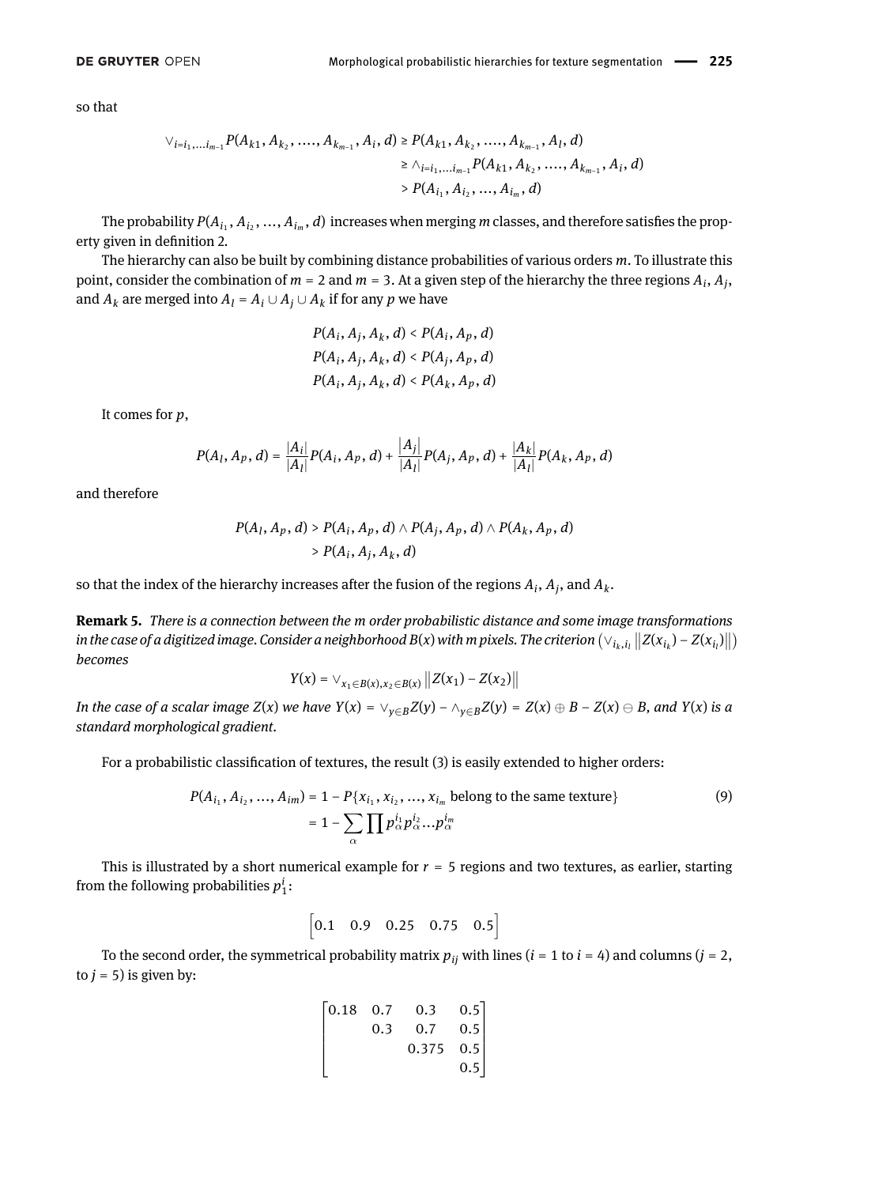so that

$$
\begin{aligned}
\vee_{i=i_1,\ldots i_{m-1}} P(A_{k1}, A_{k_2}, \ldots., A_{k_{m-1}}, A_i, d) &\geq P(A_{k1}, A_{k_2}, \ldots., A_{k_{m-1}}, A_l, d) \\
&\geq \wedge_{i=i_1,\ldots i_{m-1}} P(A_{k1}, A_{k_2}, \ldots., A_{k_{m-1}}, A_i, d) \\
&> P(A_{i_1}, A_{i_2}, \ldots, A_{i_m}, d)
\end{aligned}
$$

The probability $P(A_{i_1}, A_{i_2}, \ldots, A_{i_m}, d)$ increases when merging $m$ classes, and therefore satisfies the property given in definition 2.

The hierarchy can also be built by combining distance probabilities of various orders $m$. To illustrate this point, consider the combination of $m = 2$ and $m = 3$. At a given step of the hierarchy the three regions $A_i$, $A_j$, and $A_k$ are merged into $A_l = A_i \cup A_j \cup A_k$ if for any $p$ we have

$$
\begin{aligned}
P(A_i, A_j, A_k, d) &< P(A_i, A_p, d) \\
P(A_i, A_j, A_k, d) &< P(A_j, A_p, d) \\
P(A_i, A_j, A_k, d) &< P(A_k, A_p, d)
\end{aligned}
$$

It comes for $p$,

$$
P(A_l, A_p, d) = \frac{|A_i|}{|A_l|} P(A_i, A_p, d) + \frac{|A_j|}{|A_l|} P(A_j, A_p, d) + \frac{|A_k|}{|A_l|} P(A_k, A_p, d)
$$

and therefore

$$
\begin{aligned}
P(A_l, A_p, d) &> P(A_i, A_p, d) \wedge P(A_j, A_p, d) \wedge P(A_k, A_p, d) \\
&> P(A_i, A_j, A_k, d)
\end{aligned}
$$

so that the index of the hierarchy increases after the fusion of the regions $A_i$, $A_j$, and $A_k$.

**Remark 5.** *There is a connection between the m order probabilistic distance and some image transformations in the case of a digitized image. Consider a neighborhood $B(x)$ with m pixels. The criterion $\left(\vee_{i_k, i_l} \left\| Z(x_{i_k}) - Z(x_{i_l}) \right\|\right)$ becomes*

$$
Y(x) = \vee_{x_1 \in B(x), x_2 \in B(x)} \left\| Z(x_1) - Z(x_2) \right\|
$$

*In the case of a scalar image $Z(x)$ we have $Y(x) = \vee_{y \in B} Z(y) - \wedge_{y \in B} Z(y) = Z(x) \oplus B - Z(x) \ominus B$, and $Y(x)$ is a standard morphological gradient.*

For a probabilistic classification of textures, the result (3) is easily extended to higher orders:

$$
\begin{aligned}
P(A_{i_1}, A_{i_2}, \ldots, A_{im}) &= 1 - P\{x_{i_1}, x_{i_2}, \ldots, x_{i_m} \text{ belong to the same texture}\} \\
&= 1 - \sum_{\alpha} \prod p_{\alpha}^{i_1} p_{\alpha}^{i_2} \ldots p_{\alpha}^{i_m}
\end{aligned} \tag{9}
$$

This is illustrated by a short numerical example for $r = 5$ regions and two textures, as earlier, starting from the following probabilities $p_1^i$:

$$
\begin{bmatrix} 0.1 & 0.9 & 0.25 & 0.75 & 0.5 \end{bmatrix}
$$

To the second order, the symmetrical probability matrix $p_{ij}$ with lines ($i = 1$ to $i = 4$) and columns ($j = 2$, to $j = 5$) is given by:

$$
\begin{bmatrix}
0.18 & 0.7 & 0.3 & 0.5 \\
 & 0.3 & 0.7 & 0.5 \\
 & & 0.375 & 0.5 \\
 & & & 0.5
\end{bmatrix}
$$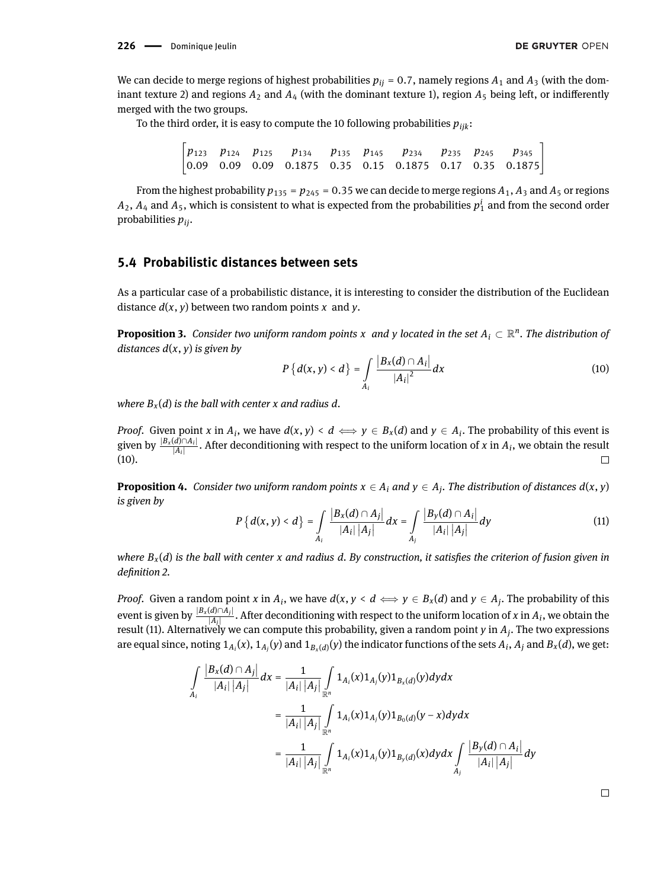We can decide to merge regions of highest probabilities $p_{ij} = 0.7$, namely regions $A_1$ and $A_3$ (with the dominant texture 2) and regions $A_2$ and $A_4$ (with the dominant texture 1), region $A_5$ being left, or indifferently merged with the two groups.

To the third order, it is easy to compute the 10 following probabilities $p_{ijk}$:

$$\begin{bmatrix} p_{123} & p_{124} & p_{125} & p_{134} & p_{135} & p_{145} & p_{234} & p_{235} & p_{245} & p_{345} \\ 0.09 & 0.09 & 0.09 & 0.1875 & 0.35 & 0.15 & 0.1875 & 0.17 & 0.35 & 0.1875 \end{bmatrix}$$

From the highest probability $p_{135} = p_{245} = 0.35$ we can decide to merge regions $A_1, A_3$ and $A_5$ or regions $A_2$, $A_4$ and $A_5$, which is consistent to what is expected from the probabilities $p_1^i$ and from the second order probabilities $p_{ij}$.

## 5.4 Probabilistic distances between sets

As a particular case of a probabilistic distance, it is interesting to consider the distribution of the Euclidean distance $d(x, y)$ between two random points $x$ and $y$.

**Proposition 3.** *Consider two uniform random points $x$ and $y$ located in the set $A_i \subset \mathbb{R}^n$. The distribution of distances $d(x, y)$ is given by*

$$P\left\{d(x,y) < d\right\} = \int_{A_i} \frac{\left|B_x(d) \cap A_i\right|}{\left|A_i\right|^2} dx \tag{10}$$

*where $B_x(d)$ is the ball with center $x$ and radius $d$.*

*Proof.* Given point $x$ in $A_i$, we have $d(x, y) < d \iff y \in B_x(d)$ and $y \in A_i$. The probability of this event is given by $\frac{|B_x(d) \cap A_i|}{|A_i|}$. After deconditioning with respect to the uniform location of $x$ in $A_i$, we obtain the result (10). □

**Proposition 4.** *Consider two uniform random points $x \in A_i$ and $y \in A_j$. The distribution of distances $d(x, y)$ is given by*

$$P\left\{d(x,y) < d\right\} = \int_{A_i} \frac{\left|B_x(d) \cap A_j\right|}{\left|A_i\right|\left|A_j\right|} dx = \int_{A_j} \frac{\left|B_y(d) \cap A_i\right|}{\left|A_i\right|\left|A_j\right|} dy \tag{11}$$

*where $B_x(d)$ is the ball with center $x$ and radius $d$. By construction, it satisfies the criterion of fusion given in definition 2.*

*Proof.* Given a random point $x$ in $A_i$, we have $d(x, y < d \iff y \in B_x(d)$ and $y \in A_j$. The probability of this event is given by $\frac{|B_x(d) \cap A_j|}{|A_j|}$. After deconditioning with respect to the uniform location of $x$ in $A_i$, we obtain the result (11). Alternatively we can compute this probability, given a random point $y$ in $A_j$. The two expressions are equal since, noting $1_{A_i}(x)$, $1_{A_j}(y)$ and $1_{B_x(d)}(y)$ the indicator functions of the sets $A_i$, $A_j$ and $B_x(d)$, we get:

$$\begin{aligned}
\int_{A_i} \frac{\left|B_x(d) \cap A_j\right|}{\left|A_i\right|\left|A_j\right|} dx &= \frac{1}{\left|A_i\right|\left|A_j\right|} \int_{\mathbb{R}^n} 1_{A_i}(x) 1_{A_j}(y) 1_{B_x(d)}(y) dy dx \\
&= \frac{1}{\left|A_i\right|\left|A_j\right|} \int_{\mathbb{R}^n} 1_{A_i}(x) 1_{A_j}(y) 1_{B_0(d)}(y - x) dy dx \\
&= \frac{1}{\left|A_i\right|\left|A_j\right|} \int_{\mathbb{R}^n} 1_{A_i}(x) 1_{A_j}(y) 1_{B_y(d)}(x) dy dx \int_{A_j} \frac{\left|B_y(d) \cap A_i\right|}{\left|A_i\right|\left|A_j\right|} dy
\end{aligned}$$

□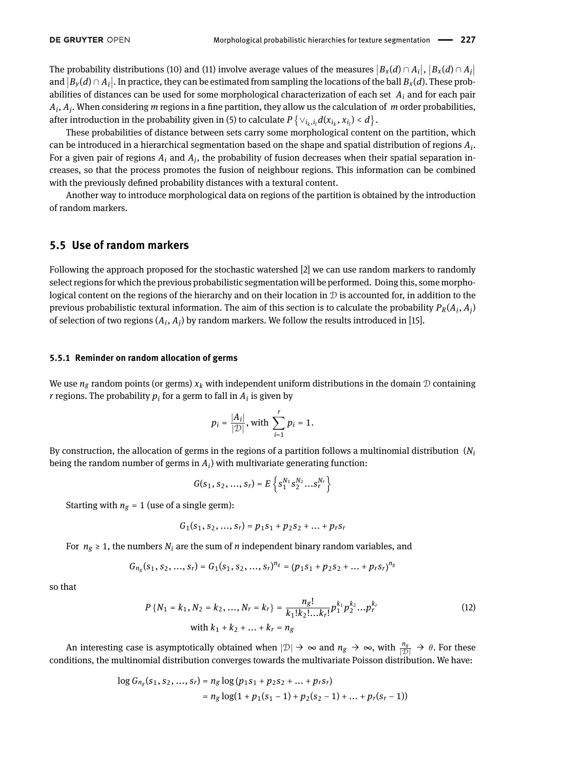The probability distributions (10) and (11) involve average values of the measures $|B_x(d) \cap A_i|$, $|B_x(d) \cap A_j|$ and $|B_y(d) \cap A_i|$. In practice, they can be estimated from sampling the locations of the ball $B_x(d)$. These probabilities of distances can be used for some morphological characterization of each set $A_i$ and for each pair $A_i, A_j$. When considering $m$ regions in a fine partition, they allow us the calculation of $m$ order probabilities, after introduction in the probability given in (5) to calculate $P\left\{\vee_{i_k, i_l} d(x_{i_k}, x_{i_l}) < d\right\}$.

These probabilities of distance between sets carry some morphological content on the partition, which can be introduced in a hierarchical segmentation based on the shape and spatial distribution of regions $A_i$. For a given pair of regions $A_i$ and $A_j$, the probability of fusion decreases when their spatial separation increases, so that the process promotes the fusion of neighbour regions. This information can be combined with the previously defined probability distances with a textural content.

Another way to introduce morphological data on regions of the partition is obtained by the introduction of random markers.

## 5.5 Use of random markers

Following the approach proposed for the stochastic watershed [2] we can use random markers to randomly select regions for which the previous probabilistic segmentation will be performed. Doing this, some morphological content on the regions of the hierarchy and on their location in $\mathcal{D}$ is accounted for, in addition to the previous probabilistic textural information. The aim of this section is to calculate the probability $P_R(A_i, A_j)$ of selection of two regions $(A_i, A_j)$ by random markers. We follow the results introduced in [15].

### 5.5.1 Reminder on random allocation of germs

We use $n_g$ random points (or germs) $x_k$ with independent uniform distributions in the domain $\mathcal{D}$ containing $r$ regions. The probability $p_i$ for a germ to fall in $A_i$ is given by

$$p_i = \frac{|A_i|}{|\mathcal{D}|}, \text{ with } \sum_{i=1}^{r} p_i = 1.$$

By construction, the allocation of germs in the regions of a partition follows a multinomial distribution ($N_i$ being the random number of germs in $A_i$) with multivariate generating function:

$$G(s_1, s_2, \ldots, s_r) = E\left\{s_1^{N_1} s_2^{N_2} \ldots s_r^{N_r}\right\}$$

Starting with $n_g = 1$ (use of a single germ):

$$G_1(s_1, s_2, \ldots, s_r) = p_1 s_1 + p_2 s_2 + \ldots + p_r s_r$$

For $n_g \geq 1$, the numbers $N_i$ are the sum of $n$ independent binary random variables, and

$$G_{n_g}(s_1, s_2, \ldots, s_r) = G_1(s_1, s_2, \ldots, s_r)^{n_g} = (p_1 s_1 + p_2 s_2 + \ldots + p_r s_r)^{n_g}$$

so that

$$P\left\{N_1 = k_1, N_2 = k_2, \ldots, N_r = k_r\right\} = \frac{n_g!}{k_1! k_2! \ldots k_r!} p_1^{k_1} p_2^{k_2} \ldots p_r^{k_r} \tag{12}$$
$$\text{with } k_1 + k_2 + \ldots + k_r = n_g$$

An interesting case is asymptotically obtained when $|\mathcal{D}| \to \infty$ and $n_g \to \infty$, with $\frac{n_g}{|\mathcal{D}|} \to \theta$. For these conditions, the multinomial distribution converges towards the multivariate Poisson distribution. We have:

$$\begin{aligned}
\log G_{n_g}(s_1, s_2, \ldots, s_r) &= n_g \log(p_1 s_1 + p_2 s_2 + \ldots + p_r s_r) \\
&= n_g \log(1 + p_1(s_1 - 1) + p_2(s_2 - 1) + \ldots + p_r(s_r - 1))
\end{aligned}$$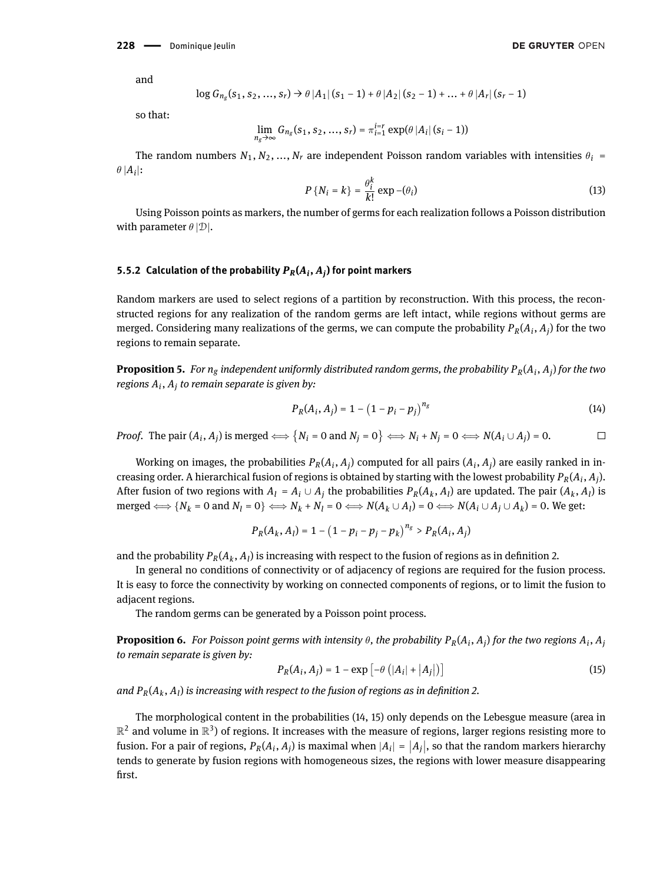and

$$\log G_{n_g}(s_1, s_2, ..., s_r) \to \theta |A_1| (s_1 - 1) + \theta |A_2| (s_2 - 1) + ... + \theta |A_r| (s_r - 1)$$

so that:

$$\lim_{n_g \to \infty} G_{n_g}(s_1, s_2, ..., s_r) = \pi_{i=1}^{i=r} \exp(\theta |A_i| (s_i - 1))$$

The random numbers $N_1, N_2, ..., N_r$ are independent Poisson random variables with intensities $\theta_i = \theta |A_i|$:

$$P\{N_i = k\} = \frac{\theta_i^k}{k!} \exp -(\theta_i) \tag{13}$$

Using Poisson points as markers, the number of germs for each realization follows a Poisson distribution with parameter $\theta |\mathcal{D}|$.

### 5.5.2 Calculation of the probability $P_R(A_i, A_j)$ for point markers

Random markers are used to select regions of a partition by reconstruction. With this process, the reconstructed regions for any realization of the random germs are left intact, while regions without germs are merged. Considering many realizations of the germs, we can compute the probability $P_R(A_i, A_j)$ for the two regions to remain separate.

**Proposition 5.** *For $n_g$ independent uniformly distributed random germs, the probability $P_R(A_i, A_j)$ for the two regions $A_i, A_j$ to remain separate is given by:*

$$P_R(A_i, A_j) = 1 - \left(1 - p_i - p_j\right)^{n_g} \tag{14}$$

*Proof.* The pair $(A_i, A_j)$ is merged $\iff \{N_i = 0 \text{ and } N_j = 0\} \iff N_i + N_j = 0 \iff N(A_i \cup A_j) = 0$. □

Working on images, the probabilities $P_R(A_i, A_j)$ computed for all pairs $(A_i, A_j)$ are easily ranked in increasing order. A hierarchical fusion of regions is obtained by starting with the lowest probability $P_R(A_i, A_j)$. After fusion of two regions with $A_l = A_i \cup A_j$ the probabilities $P_R(A_k, A_l)$ are updated. The pair $(A_k, A_l)$ is merged $\iff \{N_k = 0 \text{ and } N_l = 0\} \iff N_k + N_l = 0 \iff N(A_k \cup A_l) = 0 \iff N(A_i \cup A_j \cup A_k) = 0$. We get:

$$P_R(A_k, A_l) = 1 - \left(1 - p_i - p_j - p_k\right)^{n_g} > P_R(A_i, A_j)$$

and the probability $P_R(A_k, A_l)$ is increasing with respect to the fusion of regions as in definition 2.

In general no conditions of connectivity or of adjacency of regions are required for the fusion process. It is easy to force the connectivity by working on connected components of regions, or to limit the fusion to adjacent regions.

The random germs can be generated by a Poisson point process.

**Proposition 6.** *For Poisson point germs with intensity $\theta$, the probability $P_R(A_i, A_j)$ for the two regions $A_i, A_j$ to remain separate is given by:*

$$P_R(A_i, A_j) = 1 - \exp\left[-\theta\left(|A_i| + |A_j|\right)\right] \tag{15}$$

*and $P_R(A_k, A_l)$ is increasing with respect to the fusion of regions as in definition 2.*

The morphological content in the probabilities (14, 15) only depends on the Lebesgue measure (area in $\mathbb{R}^2$ and volume in $\mathbb{R}^3$) of regions. It increases with the measure of regions, larger regions resisting more to fusion. For a pair of regions, $P_R(A_i, A_j)$ is maximal when $|A_i| = |A_j|$, so that the random markers hierarchy tends to generate by fusion regions with homogeneous sizes, the regions with lower measure disappearing first.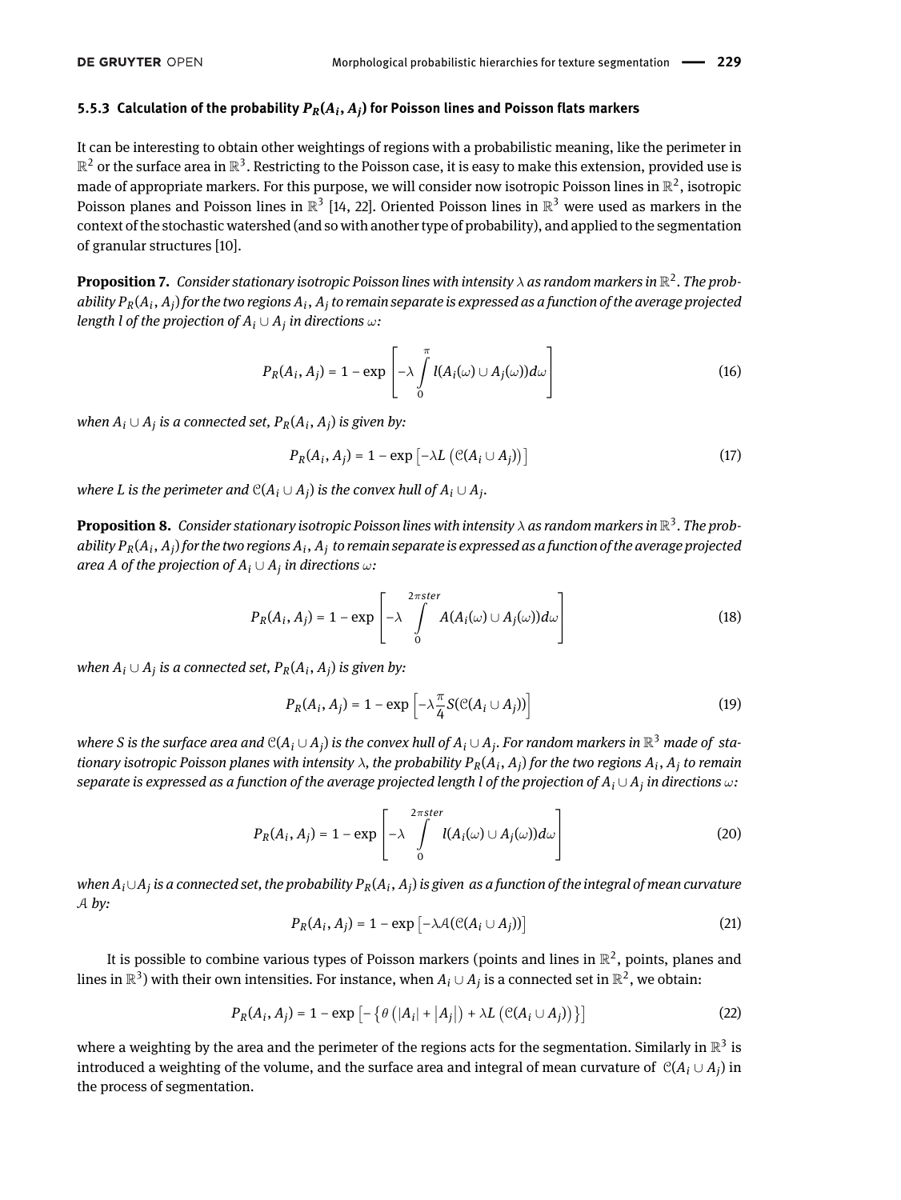### 5.5.3 Calculation of the probability $P_R(A_i, A_j)$ for Poisson lines and Poisson flats markers

It can be interesting to obtain other weightings of regions with a probabilistic meaning, like the perimeter in $\mathbb{R}^2$ or the surface area in $\mathbb{R}^3$. Restricting to the Poisson case, it is easy to make this extension, provided use is made of appropriate markers. For this purpose, we will consider now isotropic Poisson lines in $\mathbb{R}^2$, isotropic Poisson planes and Poisson lines in $\mathbb{R}^3$ [14, 22]. Oriented Poisson lines in $\mathbb{R}^3$ were used as markers in the context of the stochastic watershed (and so with another type of probability), and applied to the segmentation of granular structures [10].

**Proposition 7.** *Consider stationary isotropic Poisson lines with intensity $\lambda$ as random markers in $\mathbb{R}^2$. The probability $P_R(A_i, A_j)$ for the two regions $A_i$, $A_j$ to remain separate is expressed as a function of the average projected length $l$ of the projection of $A_i \cup A_j$ in directions $\omega$:*

$$P_R(A_i, A_j) = 1 - \exp\left[-\lambda \int_0^{\pi} l(A_i(\omega) \cup A_j(\omega))d\omega\right] \tag{16}$$

*when $A_i \cup A_j$ is a connected set, $P_R(A_i, A_j)$ is given by:*

$$P_R(A_i, A_j) = 1 - \exp\left[-\lambda L\left(\mathcal{C}(A_i \cup A_j)\right)\right] \tag{17}$$

*where $L$ is the perimeter and $\mathcal{C}(A_i \cup A_j)$ is the convex hull of $A_i \cup A_j$.*

**Proposition 8.** *Consider stationary isotropic Poisson lines with intensity $\lambda$ as random markers in $\mathbb{R}^3$. The probability $P_R(A_i, A_j)$ for the two regions $A_i$, $A_j$ to remain separate is expressed as a function of the average projected area $A$ of the projection of $A_i \cup A_j$ in directions $\omega$:*

$$P_R(A_i, A_j) = 1 - \exp\left[-\lambda \int_0^{2\pi ster} A(A_i(\omega) \cup A_j(\omega))d\omega\right] \tag{18}$$

*when $A_i \cup A_j$ is a connected set, $P_R(A_i, A_j)$ is given by:*

$$P_R(A_i, A_j) = 1 - \exp\left[-\lambda \frac{\pi}{4} S(\mathcal{C}(A_i \cup A_j))\right] \tag{19}$$

*where $S$ is the surface area and $\mathcal{C}(A_i \cup A_j)$ is the convex hull of $A_i \cup A_j$. For random markers in $\mathbb{R}^3$ made of stationary isotropic Poisson planes with intensity $\lambda$, the probability $P_R(A_i, A_j)$ for the two regions $A_i$, $A_j$ to remain separate is expressed as a function of the average projected length $l$ of the projection of $A_i \cup A_j$ in directions $\omega$:*

$$P_R(A_i, A_j) = 1 - \exp\left[-\lambda \int_0^{2\pi ster} l(A_i(\omega) \cup A_j(\omega))d\omega\right] \tag{20}$$

*when $A_i \cup A_j$ is a connected set, the probability $P_R(A_i, A_j)$ is given as a function of the integral of mean curvature $\mathcal{A}$ by:*

$$P_R(A_i, A_j) = 1 - \exp\left[-\lambda \mathcal{A}(\mathcal{C}(A_i \cup A_j))\right] \tag{21}$$

It is possible to combine various types of Poisson markers (points and lines in $\mathbb{R}^2$, points, planes and lines in $\mathbb{R}^3$) with their own intensities. For instance, when $A_i \cup A_j$ is a connected set in $\mathbb{R}^2$, we obtain:

$$P_R(A_i, A_j) = 1 - \exp\left[-\left\{\theta\left(|A_i| + |A_j|\right) + \lambda L\left(\mathcal{C}(A_i \cup A_j)\right)\right\}\right] \tag{22}$$

where a weighting by the area and the perimeter of the regions acts for the segmentation. Similarly in $\mathbb{R}^3$ is introduced a weighting of the volume, and the surface area and integral of mean curvature of $\mathcal{C}(A_i \cup A_j)$ in the process of segmentation.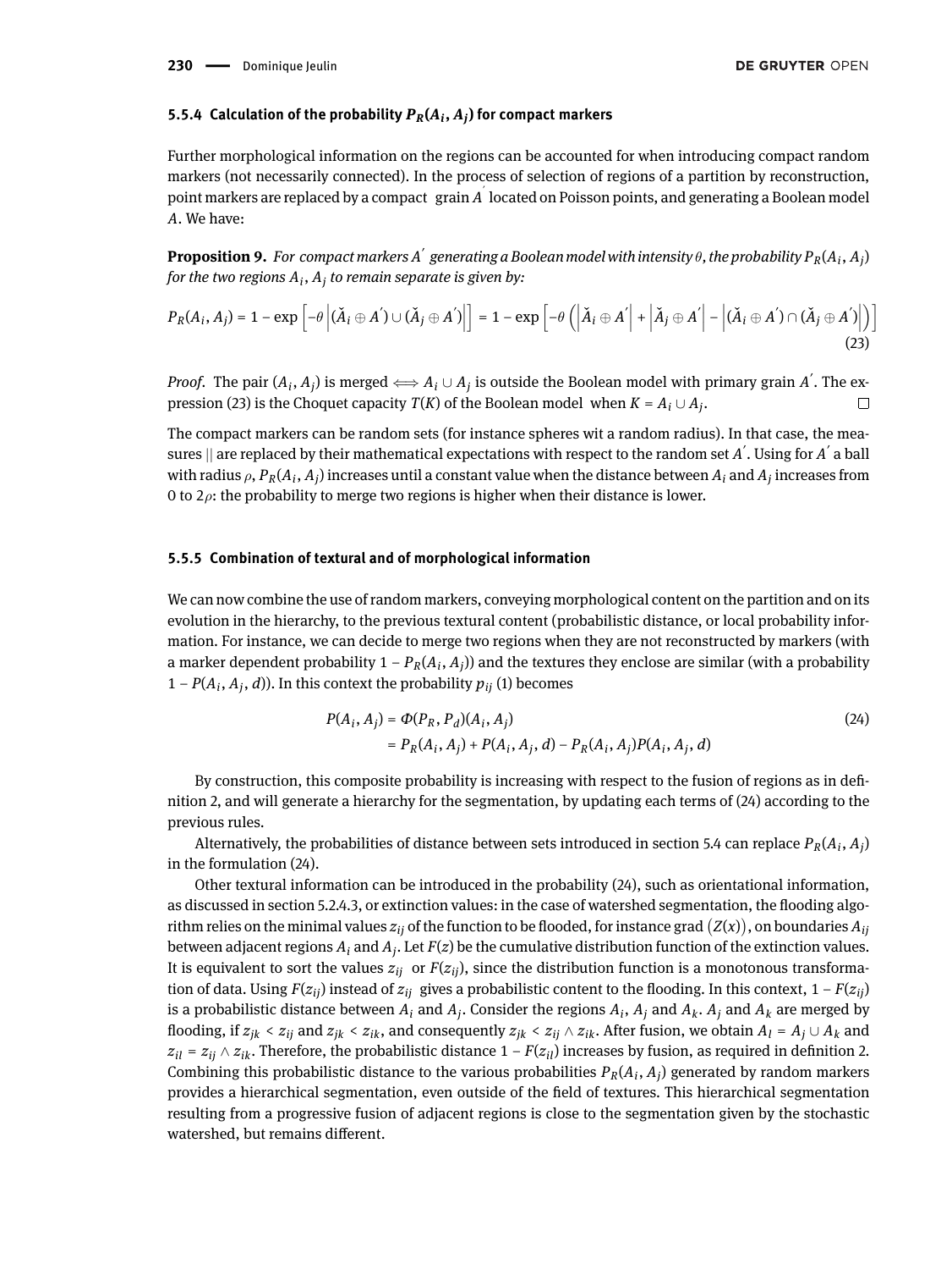### 5.5.4 Calculation of the probability $P_R(A_i, A_j)$ for compact markers

Further morphological information on the regions can be accounted for when introducing compact random markers (not necessarily connected). In the process of selection of regions of a partition by reconstruction, point markers are replaced by a compact grain $A^{'}$ located on Poisson points, and generating a Boolean model $A$. We have:

**Proposition 9.** *For compact markers $A^{'}$ generating a Boolean model with intensity $\theta$, the probability $P_R(A_i, A_j)$ for the two regions $A_i$, $A_j$ to remain separate is given by:*

$$P_R(A_i, A_j) = 1 - \exp\left[-\theta \left|(\check{A}_i \oplus A^{'}) \cup (\check{A}_j \oplus A^{'})\right|\right] = 1 - \exp\left[-\theta \left(\left|\check{A}_i \oplus A^{'}\right| + \left|\check{A}_j \oplus A^{'}\right| - \left|(\check{A}_i \oplus A^{'}) \cap (\check{A}_j \oplus A^{'})\right|\right)\right] \tag{23}$$

*Proof.* The pair $(A_i, A_j)$ is merged $\Longleftrightarrow$ $A_i \cup A_j$ is outside the Boolean model with primary grain $A^{'}$. The expression (23) is the Choquet capacity $T(K)$ of the Boolean model when $K = A_i \cup A_j$. □

The compact markers can be random sets (for instance spheres wit a random radius). In that case, the measures || are replaced by their mathematical expectations with respect to the random set $A^{'}$. Using for $A^{'}$ a ball with radius $\rho$, $P_R(A_i, A_j)$ increases until a constant value when the distance between $A_i$ and $A_j$ increases from 0 to $2\rho$: the probability to merge two regions is higher when their distance is lower.

### 5.5.5 Combination of textural and of morphological information

We can now combine the use of random markers, conveying morphological content on the partition and on its evolution in the hierarchy, to the previous textural content (probabilistic distance, or local probability information. For instance, we can decide to merge two regions when they are not reconstructed by markers (with a marker dependent probability $1 - P_R(A_i, A_j)$) and the textures they enclose are similar (with a probability $1 - P(A_i, A_j, d)$). In this context the probability $p_{ij}$ (1) becomes

$$\begin{aligned} P(A_i, A_j) &= \Phi(P_R, P_d)(A_i, A_j) \\ &= P_R(A_i, A_j) + P(A_i, A_j, d) - P_R(A_i, A_j)P(A_i, A_j, d) \end{aligned} \tag{24}$$

By construction, this composite probability is increasing with respect to the fusion of regions as in definition 2, and will generate a hierarchy for the segmentation, by updating each terms of (24) according to the previous rules.

Alternatively, the probabilities of distance between sets introduced in section 5.4 can replace $P_R(A_i, A_j)$ in the formulation (24).

Other textural information can be introduced in the probability (24), such as orientational information, as discussed in section 5.2.4.3, or extinction values: in the case of watershed segmentation, the flooding algorithm relies on the minimal values $z_{ij}$ of the function to be flooded, for instance grad $(Z(x))$, on boundaries $A_{ij}$ between adjacent regions $A_i$ and $A_j$. Let $F(z)$ be the cumulative distribution function of the extinction values. It is equivalent to sort the values $z_{ij}$ or $F(z_{ij})$, since the distribution function is a monotonous transformation of data. Using $F(z_{ij})$ instead of $z_{ij}$ gives a probabilistic content to the flooding. In this context, $1 - F(z_{ij})$ is a probabilistic distance between $A_i$ and $A_j$. Consider the regions $A_i$, $A_j$ and $A_k$. $A_j$ and $A_k$ are merged by flooding, if $z_{jk} < z_{ij}$ and $z_{jk} < z_{ik}$, and consequently $z_{jk} < z_{ij} \wedge z_{ik}$. After fusion, we obtain $A_l = A_j \cup A_k$ and $z_{il} = z_{ij} \wedge z_{ik}$. Therefore, the probabilistic distance $1 - F(z_{il})$ increases by fusion, as required in definition 2. Combining this probabilistic distance to the various probabilities $P_R(A_i, A_j)$ generated by random markers provides a hierarchical segmentation, even outside of the field of textures. This hierarchical segmentation resulting from a progressive fusion of adjacent regions is close to the segmentation given by the stochastic watershed, but remains different.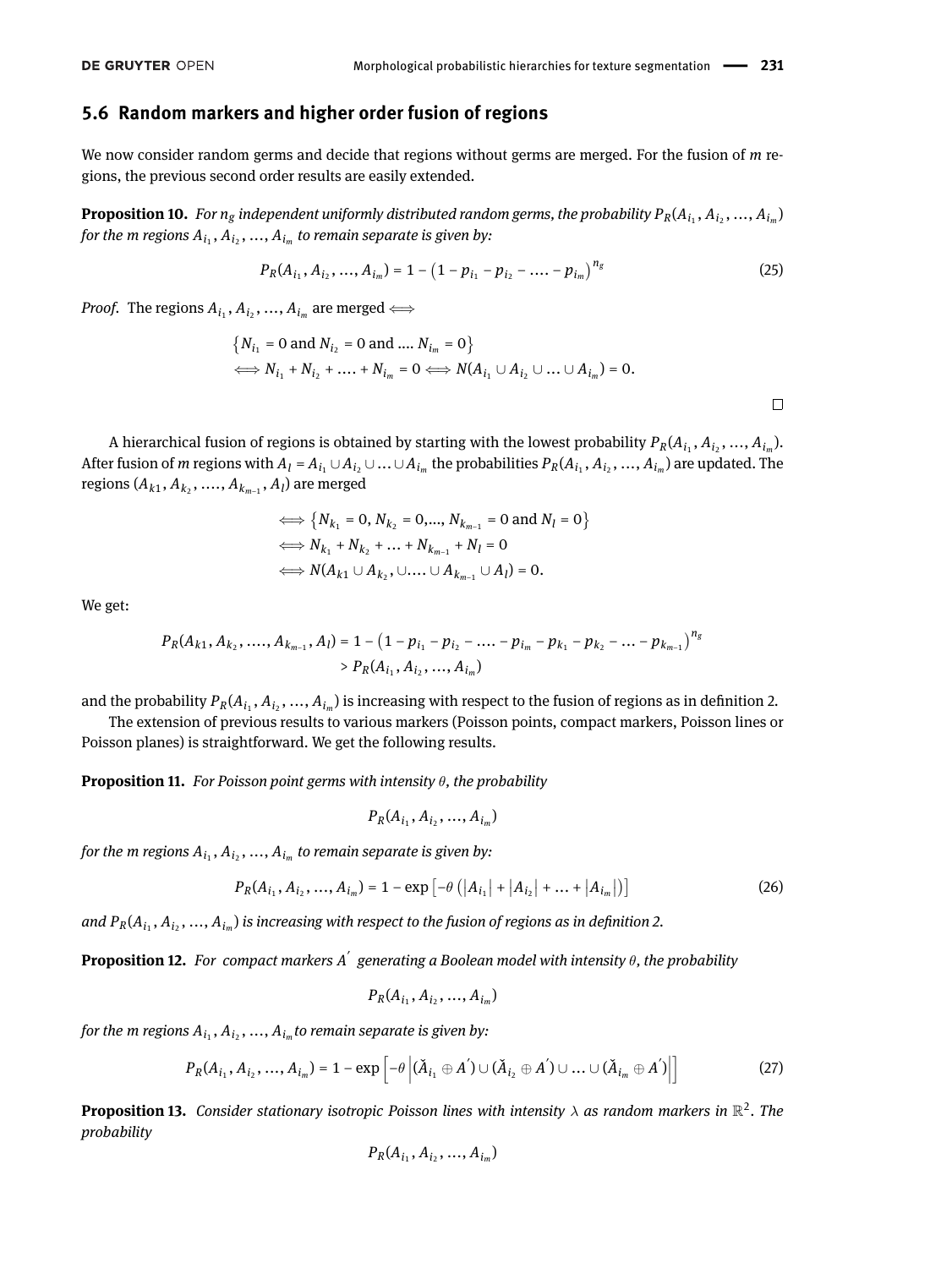### 5.6 Random markers and higher order fusion of regions

We now consider random germs and decide that regions without germs are merged. For the fusion of $m$ regions, the previous second order results are easily extended.

**Proposition 10.** *For $n_g$ independent uniformly distributed random germs, the probability $P_R(A_{i_1}, A_{i_2}, ..., A_{i_m})$ for the m regions $A_{i_1}, A_{i_2}, ..., A_{i_m}$ to remain separate is given by:*

$$P_R(A_{i_1}, A_{i_2}, ..., A_{i_m}) = 1 - \left(1 - p_{i_1} - p_{i_2} - .... - p_{i_m}\right)^{n_g} \tag{25}$$

*Proof.* The regions $A_{i_1}, A_{i_2}, ..., A_{i_m}$ are merged $\iff$

$$\left\{N_{i_1} = 0 \text{ and } N_{i_2} = 0 \text{ and } .... \; N_{i_m} = 0\right\}$$
$$\iff N_{i_1} + N_{i_2} + .... + N_{i_m} = 0 \iff N(A_{i_1} \cup A_{i_2} \cup ... \cup A_{i_m}) = 0.$$

□

A hierarchical fusion of regions is obtained by starting with the lowest probability $P_R(A_{i_1}, A_{i_2}, ..., A_{i_m})$. After fusion of $m$ regions with $A_l = A_{i_1} \cup A_{i_2} \cup ... \cup A_{i_m}$ the probabilities $P_R(A_{i_1}, A_{i_2}, ..., A_{i_m})$ are updated. The regions $(A_{k1}, A_{k_2}, ...., A_{k_{m-1}}, A_l)$ are merged

$$\iff \left\{N_{k_1} = 0, N_{k_2} = 0, ..., N_{k_{m-1}} = 0 \text{ and } N_l = 0\right\}$$
$$\iff N_{k_1} + N_{k_2} + ... + N_{k_{m-1}} + N_l = 0$$
$$\iff N(A_{k1} \cup A_{k_2}, \cup .... \cup A_{k_{m-1}} \cup A_l) = 0.$$

We get:

$$P_R(A_{k1}, A_{k_2}, ...., A_{k_{m-1}}, A_l) = 1 - \left(1 - p_{i_1} - p_{i_2} - .... - p_{i_m} - p_{k_1} - p_{k_2} - ... - p_{k_{m-1}}\right)^{n_g}$$
$$> P_R(A_{i_1}, A_{i_2}, ..., A_{i_m})$$

and the probability $P_R(A_{i_1}, A_{i_2}, ..., A_{i_m})$ is increasing with respect to the fusion of regions as in definition 2.

The extension of previous results to various markers (Poisson points, compact markers, Poisson lines or Poisson planes) is straightforward. We get the following results.

**Proposition 11.** *For Poisson point germs with intensity $\theta$, the probability*

$$P_R(A_{i_1}, A_{i_2}, ..., A_{i_m})$$

*for the m regions $A_{i_1}, A_{i_2}, ..., A_{i_m}$ to remain separate is given by:*

$$P_R(A_{i_1}, A_{i_2}, ..., A_{i_m}) = 1 - \exp\left[-\theta\left(|A_{i_1}| + |A_{i_2}| + ... + |A_{i_m}|\right)\right] \tag{26}$$

*and $P_R(A_{i_1}, A_{i_2}, ..., A_{i_m})$ is increasing with respect to the fusion of regions as in definition 2.*

**Proposition 12.** *For compact markers $A'$ generating a Boolean model with intensity $\theta$, the probability*

$$P_R(A_{i_1}, A_{i_2}, ..., A_{i_m})$$

*for the m regions $A_{i_1}, A_{i_2}, ..., A_{i_m}$ to remain separate is given by:*

$$P_R(A_{i_1}, A_{i_2}, ..., A_{i_m}) = 1 - \exp\left[-\theta\left|(\check{A}_{i_1} \oplus A') \cup (\check{A}_{i_2} \oplus A') \cup ... \cup (\check{A}_{i_m} \oplus A')\right|\right] \tag{27}$$

**Proposition 13.** *Consider stationary isotropic Poisson lines with intensity $\lambda$ as random markers in $\mathbb{R}^2$. The probability*

$$P_R(A_{i_1}, A_{i_2}, ..., A_{i_m})$$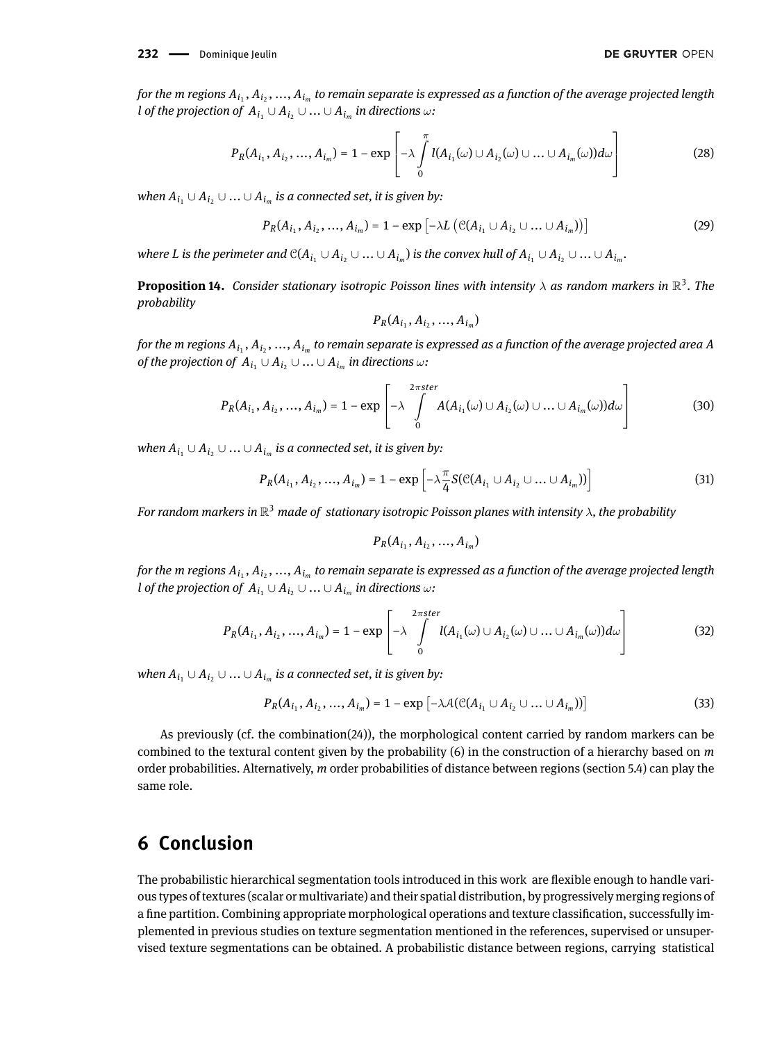*for the m regions $A_{i_1}, A_{i_2}, \dots, A_{i_m}$ to remain separate is expressed as a function of the average projected length l of the projection of $A_{i_1} \cup A_{i_2} \cup \dots \cup A_{i_m}$ in directions $\omega$:*

$$P_R(A_{i_1}, A_{i_2}, \dots, A_{i_m}) = 1 - \exp\left[-\lambda \int_0^{\pi} l(A_{i_1}(\omega) \cup A_{i_2}(\omega) \cup \dots \cup A_{i_m}(\omega))d\omega\right] \tag{28}$$

*when $A_{i_1} \cup A_{i_2} \cup \dots \cup A_{i_m}$ is a connected set, it is given by:*

$$P_R(A_{i_1}, A_{i_2}, \dots, A_{i_m}) = 1 - \exp\left[-\lambda L\left(\mathcal{C}(A_{i_1} \cup A_{i_2} \cup \dots \cup A_{i_m})\right)\right] \tag{29}$$

*where L is the perimeter and $\mathcal{C}(A_{i_1} \cup A_{i_2} \cup \dots \cup A_{i_m})$ is the convex hull of $A_{i_1} \cup A_{i_2} \cup \dots \cup A_{i_m}$.*

**Proposition 14.** *Consider stationary isotropic Poisson lines with intensity $\lambda$ as random markers in $\mathbb{R}^3$. The probability*

$$P_R(A_{i_1}, A_{i_2}, \dots, A_{i_m})$$

*for the m regions $A_{i_1}, A_{i_2}, \dots, A_{i_m}$ to remain separate is expressed as a function of the average projected area A of the projection of $A_{i_1} \cup A_{i_2} \cup \dots \cup A_{i_m}$ in directions $\omega$:*

$$P_R(A_{i_1}, A_{i_2}, \dots, A_{i_m}) = 1 - \exp\left[-\lambda \int_0^{2\pi ster} A(A_{i_1}(\omega) \cup A_{i_2}(\omega) \cup \dots \cup A_{i_m}(\omega))d\omega\right] \tag{30}$$

*when $A_{i_1} \cup A_{i_2} \cup \dots \cup A_{i_m}$ is a connected set, it is given by:*

$$P_R(A_{i_1}, A_{i_2}, \dots, A_{i_m}) = 1 - \exp\left[-\lambda \frac{\pi}{4} S(\mathcal{C}(A_{i_1} \cup A_{i_2} \cup \dots \cup A_{i_m}))\right] \tag{31}$$

*For random markers in $\mathbb{R}^3$ made of stationary isotropic Poisson planes with intensity $\lambda$, the probability*

$$P_R(A_{i_1}, A_{i_2}, \dots, A_{i_m})$$

*for the m regions $A_{i_1}, A_{i_2}, \dots, A_{i_m}$ to remain separate is expressed as a function of the average projected length l of the projection of $A_{i_1} \cup A_{i_2} \cup \dots \cup A_{i_m}$ in directions $\omega$:*

$$P_R(A_{i_1}, A_{i_2}, \dots, A_{i_m}) = 1 - \exp\left[-\lambda \int_0^{2\pi ster} l(A_{i_1}(\omega) \cup A_{i_2}(\omega) \cup \dots \cup A_{i_m}(\omega))d\omega\right] \tag{32}$$

*when $A_{i_1} \cup A_{i_2} \cup \dots \cup A_{i_m}$ is a connected set, it is given by:*

$$P_R(A_{i_1}, A_{i_2}, \dots, A_{i_m}) = 1 - \exp\left[-\lambda \mathcal{A}(\mathcal{C}(A_{i_1} \cup A_{i_2} \cup \dots \cup A_{i_m}))\right] \tag{33}$$

As previously (cf. the combination(24)), the morphological content carried by random markers can be combined to the textural content given by the probability (6) in the construction of a hierarchy based on $m$ order probabilities. Alternatively, $m$ order probabilities of distance between regions (section 5.4) can play the same role.

## 6 Conclusion

The probabilistic hierarchical segmentation tools introduced in this work are flexible enough to handle various types of textures (scalar or multivariate) and their spatial distribution, by progressively merging regions of a fine partition. Combining appropriate morphological operations and texture classification, successfully implemented in previous studies on texture segmentation mentioned in the references, supervised or unsupervised texture segmentations can be obtained. A probabilistic distance between regions, carrying statistical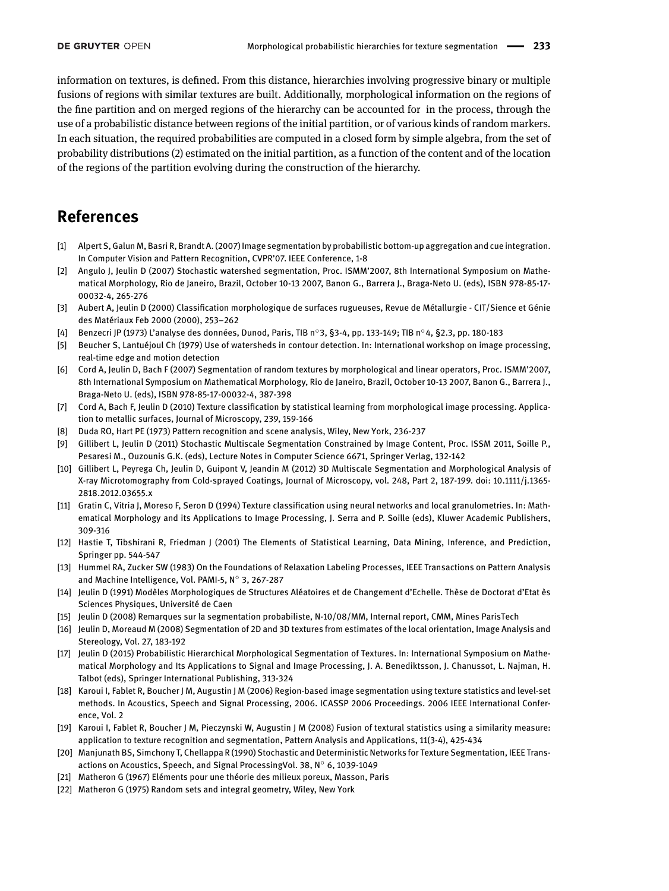information on textures, is defined. From this distance, hierarchies involving progressive binary or multiple fusions of regions with similar textures are built. Additionally, morphological information on the regions of the fine partition and on merged regions of the hierarchy can be accounted for in the process, through the use of a probabilistic distance between regions of the initial partition, or of various kinds of random markers. In each situation, the required probabilities are computed in a closed form by simple algebra, from the set of probability distributions (2) estimated on the initial partition, as a function of the content and of the location of the regions of the partition evolving during the construction of the hierarchy.

## References

[1] Alpert S, Galun M, Basri R, Brandt A. (2007) Image segmentation by probabilistic bottom-up aggregation and cue integration. In Computer Vision and Pattern Recognition, CVPR'07. IEEE Conference, 1-8

[2] Angulo J, Jeulin D (2007) Stochastic watershed segmentation, Proc. ISMM'2007, 8th International Symposium on Mathematical Morphology, Rio de Janeiro, Brazil, October 10-13 2007, Banon G., Barrera J., Braga-Neto U. (eds), ISBN 978-85-17-00032-4, 265-276

[3] Aubert A, Jeulin D (2000) Classification morphologique de surfaces rugueuses, Revue de Métallurgie - CIT/Sience et Génie des Matériaux Feb 2000 (2000), 253–262

[4] Benzecri JP (1973) L'analyse des données, Dunod, Paris, TIB n°3, §3-4, pp. 133-149; TIB n°4, §2.3, pp. 180-183

[5] Beucher S, Lantuéjoul Ch (1979) Use of watersheds in contour detection. In: International workshop on image processing, real-time edge and motion detection

[6] Cord A, Jeulin D, Bach F (2007) Segmentation of random textures by morphological and linear operators, Proc. ISMM'2007, 8th International Symposium on Mathematical Morphology, Rio de Janeiro, Brazil, October 10-13 2007, Banon G., Barrera J., Braga-Neto U. (eds), ISBN 978-85-17-00032-4, 387-398

[7] Cord A, Bach F, Jeulin D (2010) Texture classification by statistical learning from morphological image processing. Application to metallic surfaces, Journal of Microscopy, 239, 159-166

[8] Duda RO, Hart PE (1973) Pattern recognition and scene analysis, Wiley, New York, 236-237

[9] Gillibert L, Jeulin D (2011) Stochastic Multiscale Segmentation Constrained by Image Content, Proc. ISSM 2011, Soille P., Pesaresi M., Ouzounis G.K. (eds), Lecture Notes in Computer Science 6671, Springer Verlag, 132-142

[10] Gillibert L, Peyrega Ch, Jeulin D, Guipont V, Jeandin M (2012) 3D Multiscale Segmentation and Morphological Analysis of X-ray Microtomography from Cold-sprayed Coatings, Journal of Microscopy, vol. 248, Part 2, 187-199. doi: 10.1111/j.1365-2818.2012.03655.x

[11] Gratin C, Vitria J, Moreso F, Seron D (1994) Texture classification using neural networks and local granulometries. In: Mathematical Morphology and its Applications to Image Processing, J. Serra and P. Soille (eds), Kluwer Academic Publishers, 309-316

[12] Hastie T, Tibshirani R, Friedman J (2001) The Elements of Statistical Learning, Data Mining, Inference, and Prediction, Springer pp. 544-547

[13] Hummel RA, Zucker SW (1983) On the Foundations of Relaxation Labeling Processes, IEEE Transactions on Pattern Analysis and Machine Intelligence, Vol. PAMI-5, N° 3, 267-287

[14] Jeulin D (1991) Modèles Morphologiques de Structures Aléatoires et de Changement d'Echelle. Thèse de Doctorat d'Etat ès Sciences Physiques, Université de Caen

[15] Jeulin D (2008) Remarques sur la segmentation probabiliste, N-10/08/MM, Internal report, CMM, Mines ParisTech

[16] Jeulin D, Moreaud M (2008) Segmentation of 2D and 3D textures from estimates of the local orientation, Image Analysis and Stereology, Vol. 27, 183-192

[17] Jeulin D (2015) Probabilistic Hierarchical Morphological Segmentation of Textures. In: International Symposium on Mathematical Morphology and Its Applications to Signal and Image Processing, J. A. Benediktsson, J. Chanussot, L. Najman, H. Talbot (eds), Springer International Publishing, 313-324

[18] Karoui I, Fablet R, Boucher J M, Augustin J M (2006) Region-based image segmentation using texture statistics and level-set methods. In Acoustics, Speech and Signal Processing, 2006. ICASSP 2006 Proceedings. 2006 IEEE International Conference, Vol. 2

[19] Karoui I, Fablet R, Boucher J M, Pieczynski W, Augustin J M (2008) Fusion of textural statistics using a similarity measure: application to texture recognition and segmentation, Pattern Analysis and Applications, 11(3-4), 425-434

[20] Manjunath BS, Simchony T, Chellappa R (1990) Stochastic and Deterministic Networks for Texture Segmentation, IEEE Transactions on Acoustics, Speech, and Signal ProcessingVol. 38, N° 6, 1039-1049

[21] Matheron G (1967) Eléments pour une théorie des milieux poreux, Masson, Paris

[22] Matheron G (1975) Random sets and integral geometry, Wiley, New York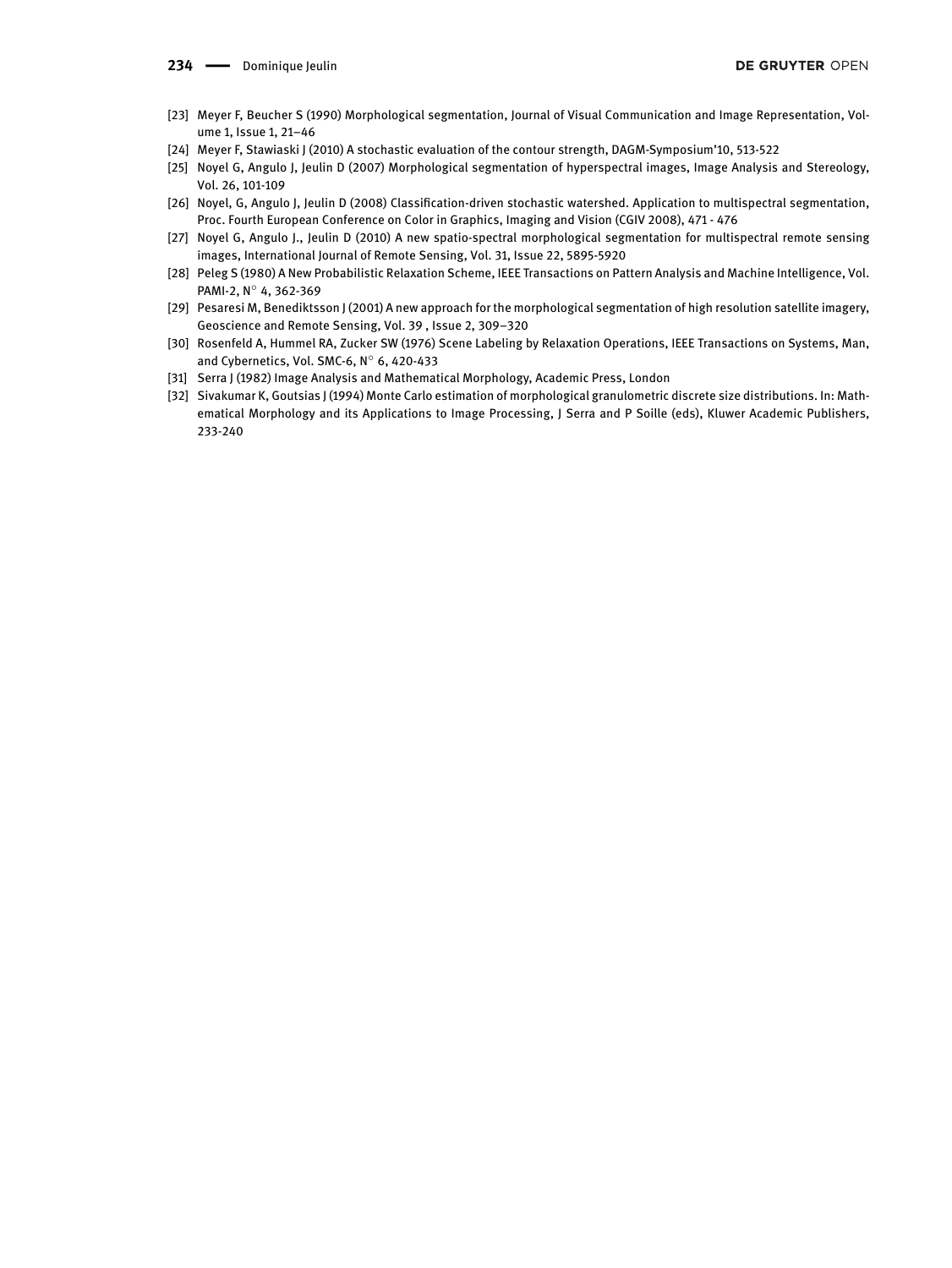[23] Meyer F, Beucher S (1990) Morphological segmentation, Journal of Visual Communication and Image Representation, Volume 1, Issue 1, 21–46

[24] Meyer F, Stawiaski J (2010) A stochastic evaluation of the contour strength, DAGM-Symposium'10, 513-522

[25] Noyel G, Angulo J, Jeulin D (2007) Morphological segmentation of hyperspectral images, Image Analysis and Stereology, Vol. 26, 101-109

[26] Noyel, G, Angulo J, Jeulin D (2008) Classification-driven stochastic watershed. Application to multispectral segmentation, Proc. Fourth European Conference on Color in Graphics, Imaging and Vision (CGIV 2008), 471 - 476

[27] Noyel G, Angulo J., Jeulin D (2010) A new spatio-spectral morphological segmentation for multispectral remote sensing images, International Journal of Remote Sensing, Vol. 31, Issue 22, 5895-5920

[28] Peleg S (1980) A New Probabilistic Relaxation Scheme, IEEE Transactions on Pattern Analysis and Machine Intelligence, Vol. PAMI-2, N° 4, 362-369

[29] Pesaresi M, Benediktsson J (2001) A new approach for the morphological segmentation of high resolution satellite imagery, Geoscience and Remote Sensing, Vol. 39 , Issue 2, 309–320

[30] Rosenfeld A, Hummel RA, Zucker SW (1976) Scene Labeling by Relaxation Operations, IEEE Transactions on Systems, Man, and Cybernetics, Vol. SMC-6, N° 6, 420-433

[31] Serra J (1982) Image Analysis and Mathematical Morphology, Academic Press, London

[32] Sivakumar K, Goutsias J (1994) Monte Carlo estimation of morphological granulometric discrete size distributions. In: Mathematical Morphology and its Applications to Image Processing, J Serra and P Soille (eds), Kluwer Academic Publishers, 233-240